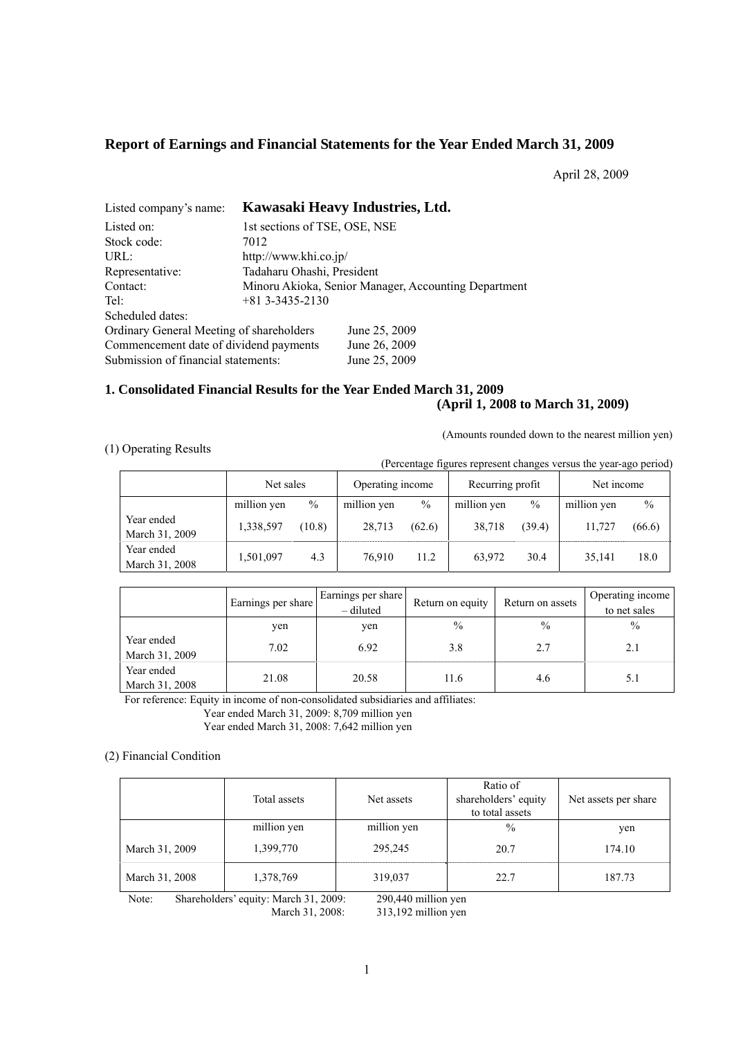# Report of Earnings and Financial Statements for the Year Ended March 31, 2009

April 28, 2009

Listed company's name: **Kawasaki Heavy Industries, Ltd.**

Listed on: 1st sections of TSE, OSE, NSE
Stock code: 7012
URL: http://www.khi.co.jp/
Representative: Tadaharu Ohashi, President
Contact: Minoru Akioka, Senior Manager, Accounting Department
Tel: +81 3-3435-2130
Scheduled dates:
Ordinary General Meeting of shareholders June 25, 2009
Commencement date of dividend payments June 26, 2009
Submission of financial statements: June 25, 2009

## 1. Consolidated Financial Results for the Year Ended March 31, 2009 (April 1, 2008 to March 31, 2009)

(Amounts rounded down to the nearest million yen)

(1) Operating Results

(Percentage figures represent changes versus the year-ago period)

| | Net sales | | Operating income | | Recurring profit | | Net income | |
|---|---|---|---|---|---|---|---|---|
| | million yen | % | million yen | % | million yen | % | million yen | % |
| Year ended March 31, 2009 | 1,338,597 | (10.8) | 28,713 | (62.6) | 38,718 | (39.4) | 11,727 | (66.6) |
| Year ended March 31, 2008 | 1,501,097 | 4.3 | 76,910 | 11.2 | 63,972 | 30.4 | 35,141 | 18.0 |

| | Earnings per share | Earnings per share – diluted | Return on equity | Return on assets | Operating income to net sales |
|---|---|---|---|---|---|
| | yen | yen | % | % | % |
| Year ended March 31, 2009 | 7.02 | 6.92 | 3.8 | 2.7 | 2.1 |
| Year ended March 31, 2008 | 21.08 | 20.58 | 11.6 | 4.6 | 5.1 |

For reference: Equity in income of non-consolidated subsidiaries and affiliates:
Year ended March 31, 2009: 8,709 million yen
Year ended March 31, 2008: 7,642 million yen

(2) Financial Condition

| | Total assets | Net assets | Ratio of shareholders' equity to total assets | Net assets per share |
|---|---|---|---|---|
| | million yen | million yen | % | yen |
| March 31, 2009 | 1,399,770 | 295,245 | 20.7 | 174.10 |
| March 31, 2008 | 1,378,769 | 319,037 | 22.7 | 187.73 |

Note: Shareholders' equity: March 31, 2009: 290,440 million yen
March 31, 2008: 313,192 million yen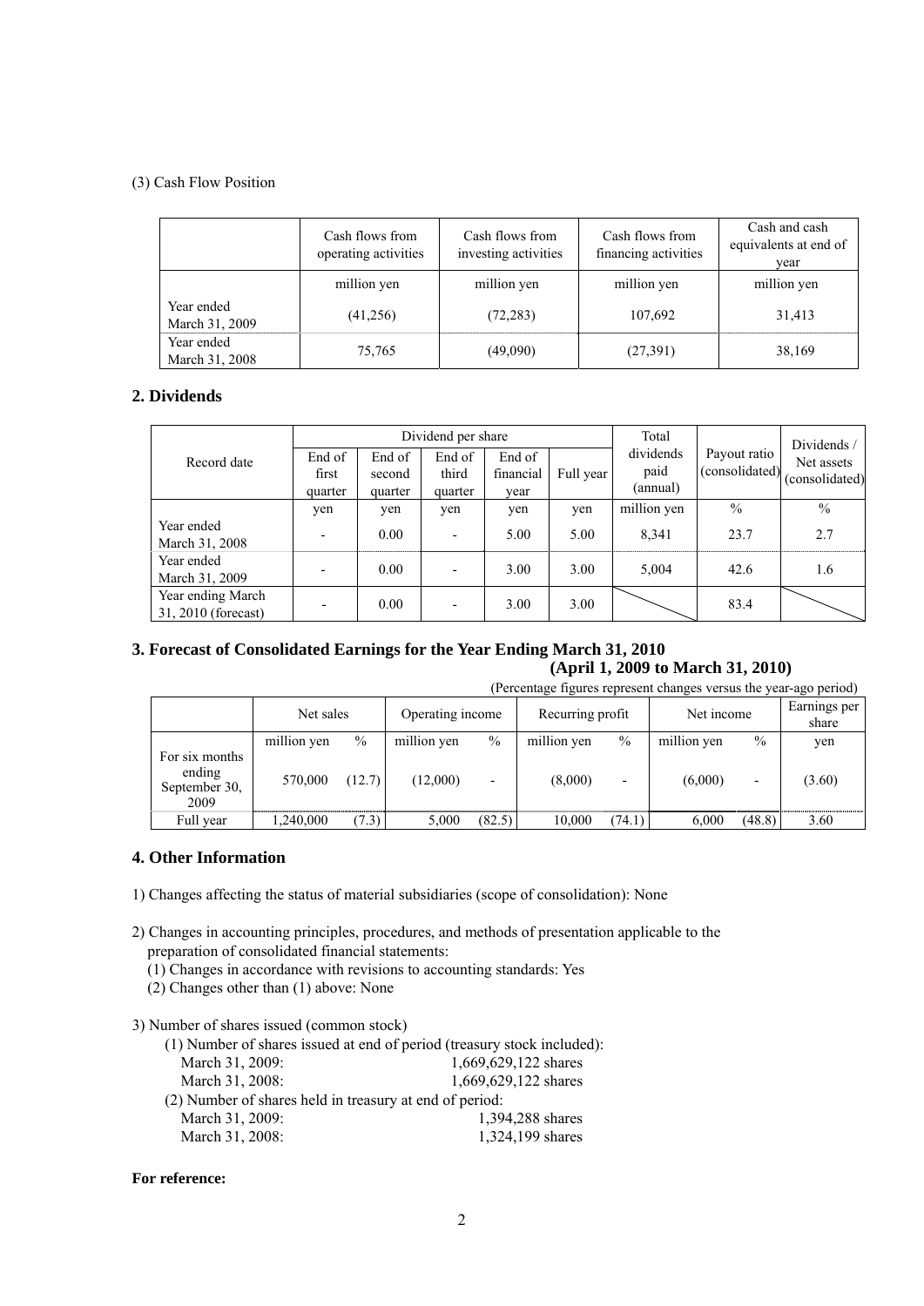(3) Cash Flow Position

| | Cash flows from operating activities | Cash flows from investing activities | Cash flows from financing activities | Cash and cash equivalents at end of year |
|---|---|---|---|---|
| | million yen | million yen | million yen | million yen |
| Year ended March 31, 2009 | (41,256) | (72,283) | 107,692 | 31,413 |
| Year ended March 31, 2008 | 75,765 | (49,090) | (27,391) | 38,169 |

## 2. Dividends

| Record date | Dividend per share | | | | | Total dividends paid (annual) | Payout ratio (consolidated) | Dividends / Net assets (consolidated) |
|---|---|---|---|---|---|---|---|---|
| | End of first quarter | End of second quarter | End of third quarter | End of financial year | Full year | | | |
| | yen | yen | yen | yen | yen | million yen | % | % |
| Year ended March 31, 2008 | - | 0.00 | - | 5.00 | 5.00 | 8,341 | 23.7 | 2.7 |
| Year ended March 31, 2009 | - | 0.00 | - | 3.00 | 3.00 | 5,004 | 42.6 | 1.6 |
| Year ending March 31, 2010 (forecast) | - | 0.00 | - | 3.00 | 3.00 | | 83.4 | |

## 3. Forecast of Consolidated Earnings for the Year Ending March 31, 2010 (April 1, 2009 to March 31, 2010)

(Percentage figures represent changes versus the year-ago period)

| | Net sales | | Operating income | | Recurring profit | | Net income | | Earnings per share |
|---|---|---|---|---|---|---|---|---|---|
| | million yen | % | million yen | % | million yen | % | million yen | % | yen |
| For six months ending September 30, 2009 | 570,000 | (12.7) | (12,000) | - | (8,000) | - | (6,000) | - | (3.60) |
| Full year | 1,240,000 | (7.3) | 5,000 | (82.5) | 10,000 | (74.1) | 6,000 | (48.8) | 3.60 |

## 4. Other Information

1) Changes affecting the status of material subsidiaries (scope of consolidation): None

2) Changes in accounting principles, procedures, and methods of presentation applicable to the preparation of consolidated financial statements:
   (1) Changes in accordance with revisions to accounting standards: Yes
   (2) Changes other than (1) above: None

3) Number of shares issued (common stock)
   (1) Number of shares issued at end of period (treasury stock included):
   March 31, 2009: 1,669,629,122 shares
   March 31, 2008: 1,669,629,122 shares
   (2) Number of shares held in treasury at end of period:
   March 31, 2009: 1,394,288 shares
   March 31, 2008: 1,324,199 shares

**For reference:**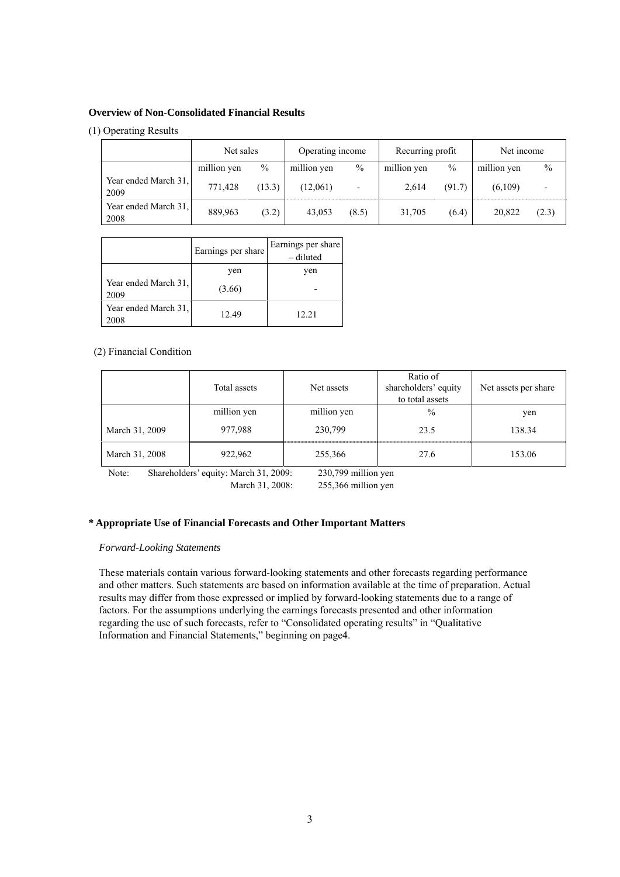**Overview of Non-Consolidated Financial Results**

(1) Operating Results

| | Net sales | | Operating income | | Recurring profit | | Net income | |
|---|---|---|---|---|---|---|---|---|
| | million yen | % | million yen | % | million yen | % | million yen | % |
| Year ended March 31, 2009 | 771,428 | (13.3) | (12,061) | - | 2,614 | (91.7) | (6,109) | - |
| Year ended March 31, 2008 | 889,963 | (3.2) | 43,053 | (8.5) | 31,705 | (6.4) | 20,822 | (2.3) |

| | Earnings per share | Earnings per share – diluted |
|---|---|---|
| | yen | yen |
| Year ended March 31, 2009 | (3.66) | - |
| Year ended March 31, 2008 | 12.49 | 12.21 |

(2) Financial Condition

| | Total assets | Net assets | Ratio of shareholders' equity to total assets | Net assets per share |
|---|---|---|---|---|
| | million yen | million yen | % | yen |
| March 31, 2009 | 977,988 | 230,799 | 23.5 | 138.34 |
| March 31, 2008 | 922,962 | 255,366 | 27.6 | 153.06 |

Note: Shareholders' equity: March 31, 2009: 230,799 million yen
March 31, 2008: 255,366 million yen

**\* Appropriate Use of Financial Forecasts and Other Important Matters**

*Forward-Looking Statements*

These materials contain various forward-looking statements and other forecasts regarding performance and other matters. Such statements are based on information available at the time of preparation. Actual results may differ from those expressed or implied by forward-looking statements due to a range of factors. For the assumptions underlying the earnings forecasts presented and other information regarding the use of such forecasts, refer to "Consolidated operating results" in "Qualitative Information and Financial Statements," beginning on page4.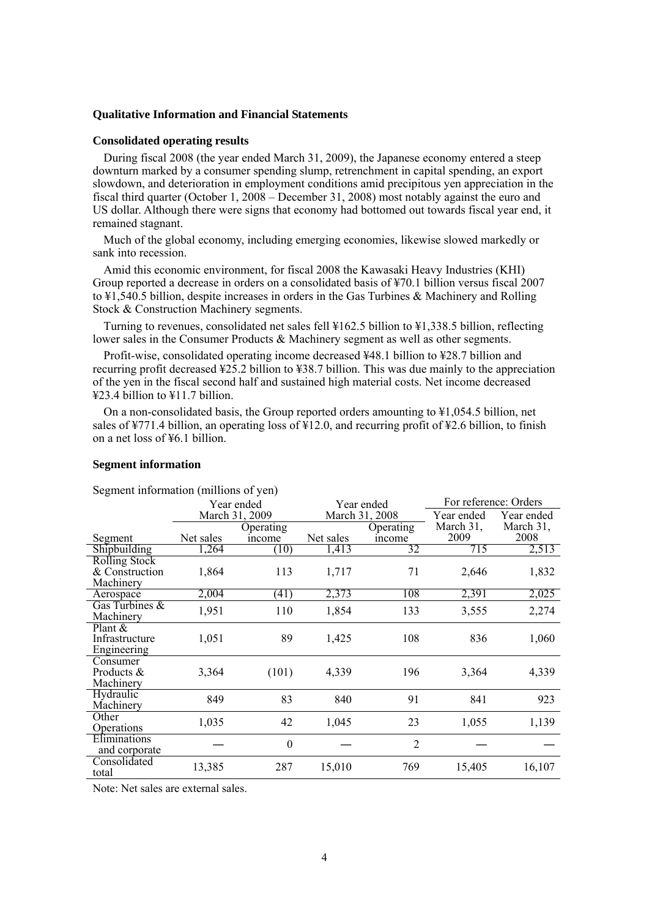**Qualitative Information and Financial Statements**

**Consolidated operating results**

During fiscal 2008 (the year ended March 31, 2009), the Japanese economy entered a steep downturn marked by a consumer spending slump, retrenchment in capital spending, an export slowdown, and deterioration in employment conditions amid precipitous yen appreciation in the fiscal third quarter (October 1, 2008 – December 31, 2008) most notably against the euro and US dollar. Although there were signs that economy had bottomed out towards fiscal year end, it remained stagnant.

Much of the global economy, including emerging economies, likewise slowed markedly or sank into recession.

Amid this economic environment, for fiscal 2008 the Kawasaki Heavy Industries (KHI) Group reported a decrease in orders on a consolidated basis of ¥70.1 billion versus fiscal 2007 to ¥1,540.5 billion, despite increases in orders in the Gas Turbines & Machinery and Rolling Stock & Construction Machinery segments.

Turning to revenues, consolidated net sales fell ¥162.5 billion to ¥1,338.5 billion, reflecting lower sales in the Consumer Products & Machinery segment as well as other segments.

Profit-wise, consolidated operating income decreased ¥48.1 billion to ¥28.7 billion and recurring profit decreased ¥25.2 billion to ¥38.7 billion. This was due mainly to the appreciation of the yen in the fiscal second half and sustained high material costs. Net income decreased ¥23.4 billion to ¥11.7 billion.

On a non-consolidated basis, the Group reported orders amounting to ¥1,054.5 billion, net sales of ¥771.4 billion, an operating loss of ¥12.0, and recurring profit of ¥2.6 billion, to finish on a net loss of ¥6.1 billion.

**Segment information**

Segment information (millions of yen)

| Segment | Year ended March 31, 2009 | | Year ended March 31, 2008 | | For reference: Orders | |
|---|---|---|---|---|---|---|
| | Net sales | Operating income | Net sales | Operating income | Year ended March 31, 2009 | Year ended March 31, 2008 |
| Shipbuilding | 1,264 | (10) | 1,413 | 32 | 715 | 2,513 |
| Rolling Stock & Construction Machinery | 1,864 | 113 | 1,717 | 71 | 2,646 | 1,832 |
| Aerospace | 2,004 | (41) | 2,373 | 108 | 2,391 | 2,025 |
| Gas Turbines & Machinery | 1,951 | 110 | 1,854 | 133 | 3,555 | 2,274 |
| Plant & Infrastructure Engineering | 1,051 | 89 | 1,425 | 108 | 836 | 1,060 |
| Consumer Products & Machinery | 3,364 | (101) | 4,339 | 196 | 3,364 | 4,339 |
| Hydraulic Machinery | 849 | 83 | 840 | 91 | 841 | 923 |
| Other Operations | 1,035 | 42 | 1,045 | 23 | 1,055 | 1,139 |
| Eliminations and corporate | — | 0 | — | 2 | — | — |
| Consolidated total | 13,385 | 287 | 15,010 | 769 | 15,405 | 16,107 |

Note: Net sales are external sales.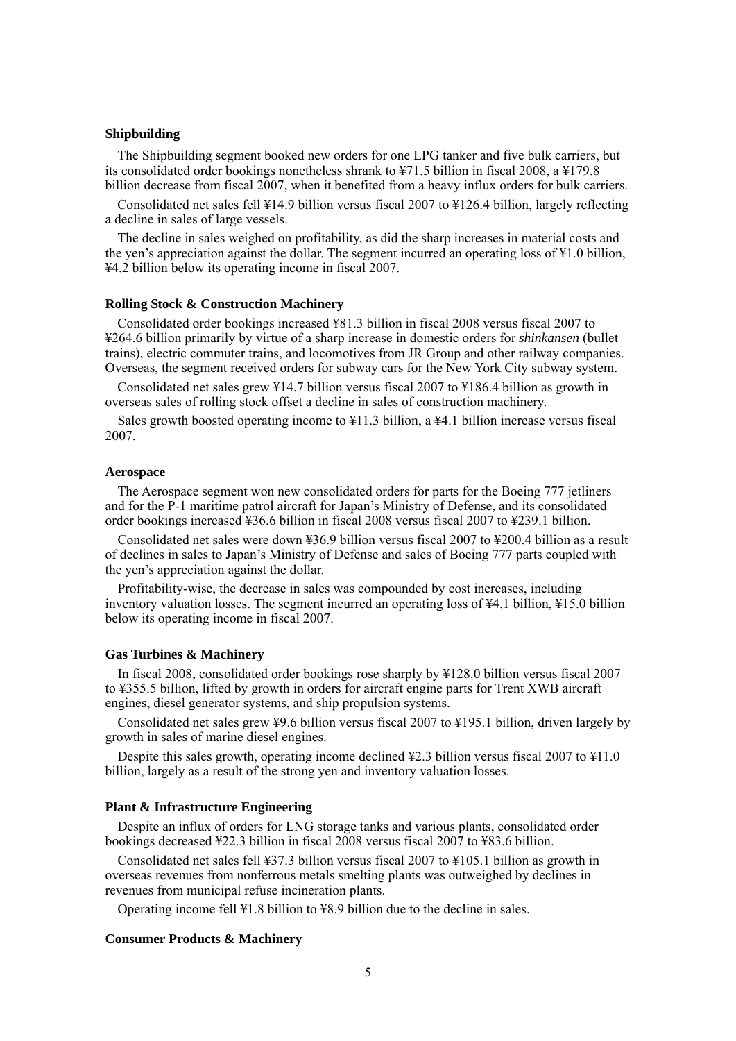### Shipbuilding

The Shipbuilding segment booked new orders for one LPG tanker and five bulk carriers, but its consolidated order bookings nonetheless shrank to ¥71.5 billion in fiscal 2008, a ¥179.8 billion decrease from fiscal 2007, when it benefited from a heavy influx orders for bulk carriers.

Consolidated net sales fell ¥14.9 billion versus fiscal 2007 to ¥126.4 billion, largely reflecting a decline in sales of large vessels.

The decline in sales weighed on profitability, as did the sharp increases in material costs and the yen's appreciation against the dollar. The segment incurred an operating loss of ¥1.0 billion, ¥4.2 billion below its operating income in fiscal 2007.

### Rolling Stock & Construction Machinery

Consolidated order bookings increased ¥81.3 billion in fiscal 2008 versus fiscal 2007 to ¥264.6 billion primarily by virtue of a sharp increase in domestic orders for *shinkansen* (bullet trains), electric commuter trains, and locomotives from JR Group and other railway companies. Overseas, the segment received orders for subway cars for the New York City subway system.

Consolidated net sales grew ¥14.7 billion versus fiscal 2007 to ¥186.4 billion as growth in overseas sales of rolling stock offset a decline in sales of construction machinery.

Sales growth boosted operating income to ¥11.3 billion, a ¥4.1 billion increase versus fiscal 2007.

### Aerospace

The Aerospace segment won new consolidated orders for parts for the Boeing 777 jetliners and for the P-1 maritime patrol aircraft for Japan's Ministry of Defense, and its consolidated order bookings increased ¥36.6 billion in fiscal 2008 versus fiscal 2007 to ¥239.1 billion.

Consolidated net sales were down ¥36.9 billion versus fiscal 2007 to ¥200.4 billion as a result of declines in sales to Japan's Ministry of Defense and sales of Boeing 777 parts coupled with the yen's appreciation against the dollar.

Profitability-wise, the decrease in sales was compounded by cost increases, including inventory valuation losses. The segment incurred an operating loss of ¥4.1 billion, ¥15.0 billion below its operating income in fiscal 2007.

### Gas Turbines & Machinery

In fiscal 2008, consolidated order bookings rose sharply by ¥128.0 billion versus fiscal 2007 to ¥355.5 billion, lifted by growth in orders for aircraft engine parts for Trent XWB aircraft engines, diesel generator systems, and ship propulsion systems.

Consolidated net sales grew ¥9.6 billion versus fiscal 2007 to ¥195.1 billion, driven largely by growth in sales of marine diesel engines.

Despite this sales growth, operating income declined ¥2.3 billion versus fiscal 2007 to ¥11.0 billion, largely as a result of the strong yen and inventory valuation losses.

### Plant & Infrastructure Engineering

Despite an influx of orders for LNG storage tanks and various plants, consolidated order bookings decreased ¥22.3 billion in fiscal 2008 versus fiscal 2007 to ¥83.6 billion.

Consolidated net sales fell ¥37.3 billion versus fiscal 2007 to ¥105.1 billion as growth in overseas revenues from nonferrous metals smelting plants was outweighed by declines in revenues from municipal refuse incineration plants.

Operating income fell ¥1.8 billion to ¥8.9 billion due to the decline in sales.

### Consumer Products & Machinery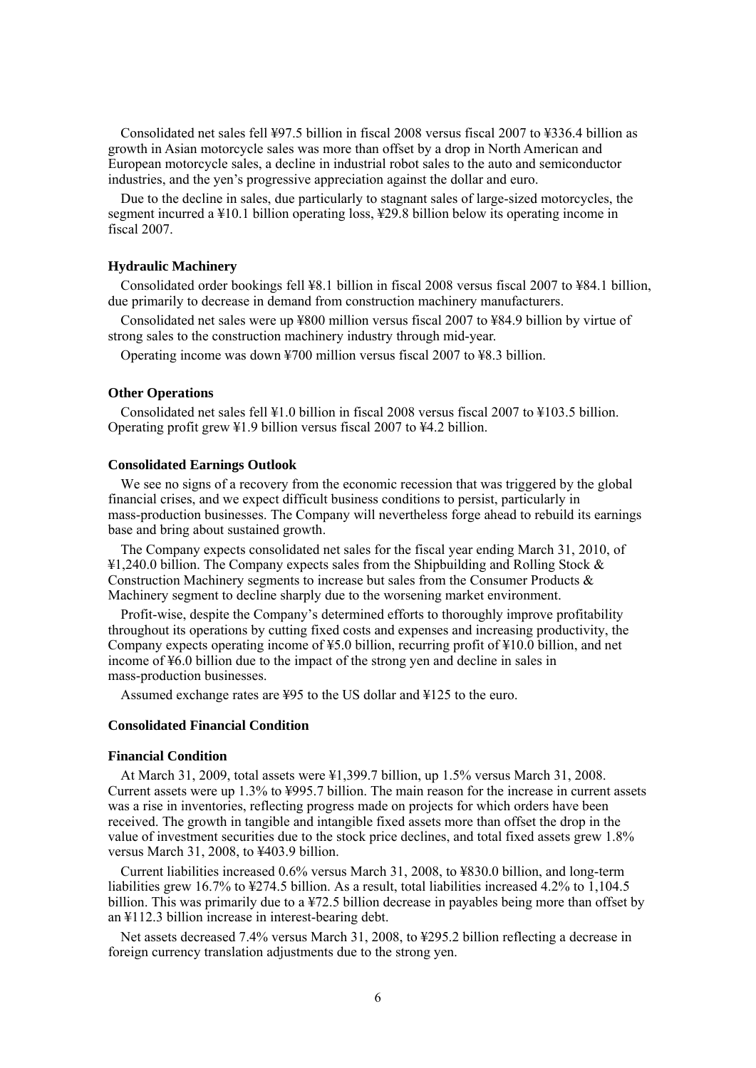Consolidated net sales fell ¥97.5 billion in fiscal 2008 versus fiscal 2007 to ¥336.4 billion as growth in Asian motorcycle sales was more than offset by a drop in North American and European motorcycle sales, a decline in industrial robot sales to the auto and semiconductor industries, and the yen's progressive appreciation against the dollar and euro.

Due to the decline in sales, due particularly to stagnant sales of large-sized motorcycles, the segment incurred a ¥10.1 billion operating loss, ¥29.8 billion below its operating income in fiscal 2007.

### Hydraulic Machinery

Consolidated order bookings fell ¥8.1 billion in fiscal 2008 versus fiscal 2007 to ¥84.1 billion, due primarily to decrease in demand from construction machinery manufacturers.

Consolidated net sales were up ¥800 million versus fiscal 2007 to ¥84.9 billion by virtue of strong sales to the construction machinery industry through mid-year.

Operating income was down ¥700 million versus fiscal 2007 to ¥8.3 billion.

### Other Operations

Consolidated net sales fell ¥1.0 billion in fiscal 2008 versus fiscal 2007 to ¥103.5 billion. Operating profit grew ¥1.9 billion versus fiscal 2007 to ¥4.2 billion.

### Consolidated Earnings Outlook

We see no signs of a recovery from the economic recession that was triggered by the global financial crises, and we expect difficult business conditions to persist, particularly in mass-production businesses. The Company will nevertheless forge ahead to rebuild its earnings base and bring about sustained growth.

The Company expects consolidated net sales for the fiscal year ending March 31, 2010, of ¥1,240.0 billion. The Company expects sales from the Shipbuilding and Rolling Stock & Construction Machinery segments to increase but sales from the Consumer Products & Machinery segment to decline sharply due to the worsening market environment.

Profit-wise, despite the Company's determined efforts to thoroughly improve profitability throughout its operations by cutting fixed costs and expenses and increasing productivity, the Company expects operating income of ¥5.0 billion, recurring profit of ¥10.0 billion, and net income of ¥6.0 billion due to the impact of the strong yen and decline in sales in mass-production businesses.

Assumed exchange rates are ¥95 to the US dollar and ¥125 to the euro.

## Consolidated Financial Condition

### Financial Condition

At March 31, 2009, total assets were ¥1,399.7 billion, up 1.5% versus March 31, 2008. Current assets were up 1.3% to ¥995.7 billion. The main reason for the increase in current assets was a rise in inventories, reflecting progress made on projects for which orders have been received. The growth in tangible and intangible fixed assets more than offset the drop in the value of investment securities due to the stock price declines, and total fixed assets grew 1.8% versus March 31, 2008, to ¥403.9 billion.

Current liabilities increased 0.6% versus March 31, 2008, to ¥830.0 billion, and long-term liabilities grew 16.7% to ¥274.5 billion. As a result, total liabilities increased 4.2% to 1,104.5 billion. This was primarily due to a ¥72.5 billion decrease in payables being more than offset by an ¥112.3 billion increase in interest-bearing debt.

Net assets decreased 7.4% versus March 31, 2008, to ¥295.2 billion reflecting a decrease in foreign currency translation adjustments due to the strong yen.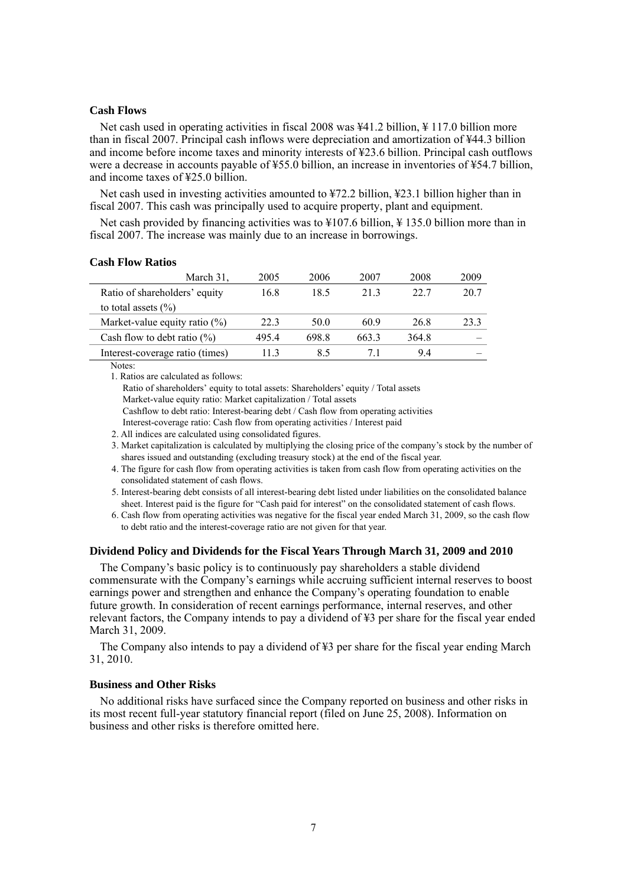### Cash Flows

Net cash used in operating activities in fiscal 2008 was ¥41.2 billion, ¥ 117.0 billion more than in fiscal 2007. Principal cash inflows were depreciation and amortization of ¥44.3 billion and income before income taxes and minority interests of ¥23.6 billion. Principal cash outflows were a decrease in accounts payable of ¥55.0 billion, an increase in inventories of ¥54.7 billion, and income taxes of ¥25.0 billion.

Net cash used in investing activities amounted to ¥72.2 billion, ¥23.1 billion higher than in fiscal 2007. This cash was principally used to acquire property, plant and equipment.

Net cash provided by financing activities was to ¥107.6 billion, ¥ 135.0 billion more than in fiscal 2007. The increase was mainly due to an increase in borrowings.

### Cash Flow Ratios

| March 31, | 2005 | 2006 | 2007 | 2008 | 2009 |
|---|---|---|---|---|---|
| Ratio of shareholders' equity to total assets (%) | 16.8 | 18.5 | 21.3 | 22.7 | 20.7 |
| Market-value equity ratio (%) | 22.3 | 50.0 | 60.9 | 26.8 | 23.3 |
| Cash flow to debt ratio (%) | 495.4 | 698.8 | 663.3 | 364.8 | – |
| Interest-coverage ratio (times) | 11.3 | 8.5 | 7.1 | 9.4 | – |

Notes:

1. Ratios are calculated as follows:
   Ratio of shareholders' equity to total assets: Shareholders' equity / Total assets
   Market-value equity ratio: Market capitalization / Total assets
   Cashflow to debt ratio: Interest-bearing debt / Cash flow from operating activities
   Interest-coverage ratio: Cash flow from operating activities / Interest paid
2. All indices are calculated using consolidated figures.
3. Market capitalization is calculated by multiplying the closing price of the company's stock by the number of shares issued and outstanding (excluding treasury stock) at the end of the fiscal year.
4. The figure for cash flow from operating activities is taken from cash flow from operating activities on the consolidated statement of cash flows.
5. Interest-bearing debt consists of all interest-bearing debt listed under liabilities on the consolidated balance sheet. Interest paid is the figure for "Cash paid for interest" on the consolidated statement of cash flows.
6. Cash flow from operating activities was negative for the fiscal year ended March 31, 2009, so the cash flow to debt ratio and the interest-coverage ratio are not given for that year.

### Dividend Policy and Dividends for the Fiscal Years Through March 31, 2009 and 2010

The Company's basic policy is to continuously pay shareholders a stable dividend commensurate with the Company's earnings while accruing sufficient internal reserves to boost earnings power and strengthen and enhance the Company's operating foundation to enable future growth. In consideration of recent earnings performance, internal reserves, and other relevant factors, the Company intends to pay a dividend of ¥3 per share for the fiscal year ended March 31, 2009.

The Company also intends to pay a dividend of ¥3 per share for the fiscal year ending March 31, 2010.

### Business and Other Risks

No additional risks have surfaced since the Company reported on business and other risks in its most recent full-year statutory financial report (filed on June 25, 2008). Information on business and other risks is therefore omitted here.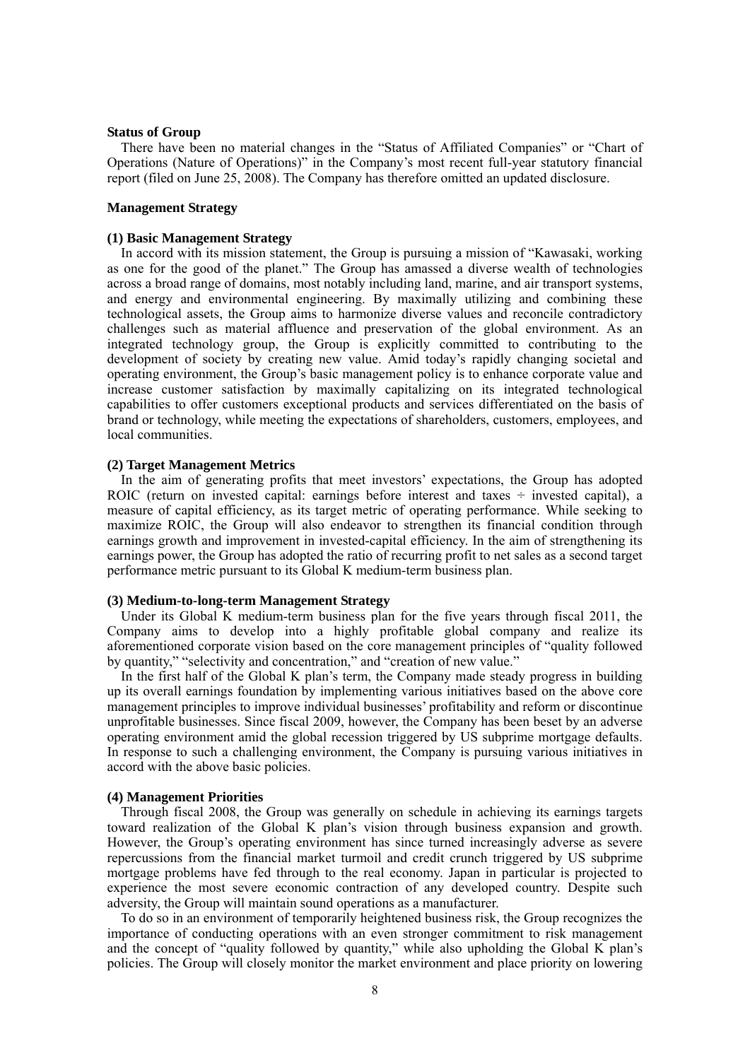**Status of Group**

There have been no material changes in the "Status of Affiliated Companies" or "Chart of Operations (Nature of Operations)" in the Company's most recent full-year statutory financial report (filed on June 25, 2008). The Company has therefore omitted an updated disclosure.

**Management Strategy**

**(1) Basic Management Strategy**

In accord with its mission statement, the Group is pursuing a mission of "Kawasaki, working as one for the good of the planet." The Group has amassed a diverse wealth of technologies across a broad range of domains, most notably including land, marine, and air transport systems, and energy and environmental engineering. By maximally utilizing and combining these technological assets, the Group aims to harmonize diverse values and reconcile contradictory challenges such as material affluence and preservation of the global environment. As an integrated technology group, the Group is explicitly committed to contributing to the development of society by creating new value. Amid today's rapidly changing societal and operating environment, the Group's basic management policy is to enhance corporate value and increase customer satisfaction by maximally capitalizing on its integrated technological capabilities to offer customers exceptional products and services differentiated on the basis of brand or technology, while meeting the expectations of shareholders, customers, employees, and local communities.

**(2) Target Management Metrics**

In the aim of generating profits that meet investors' expectations, the Group has adopted ROIC (return on invested capital: earnings before interest and taxes ÷ invested capital), a measure of capital efficiency, as its target metric of operating performance. While seeking to maximize ROIC, the Group will also endeavor to strengthen its financial condition through earnings growth and improvement in invested-capital efficiency. In the aim of strengthening its earnings power, the Group has adopted the ratio of recurring profit to net sales as a second target performance metric pursuant to its Global K medium-term business plan.

**(3) Medium-to-long-term Management Strategy**

Under its Global K medium-term business plan for the five years through fiscal 2011, the Company aims to develop into a highly profitable global company and realize its aforementioned corporate vision based on the core management principles of "quality followed by quantity," "selectivity and concentration," and "creation of new value."

In the first half of the Global K plan's term, the Company made steady progress in building up its overall earnings foundation by implementing various initiatives based on the above core management principles to improve individual businesses' profitability and reform or discontinue unprofitable businesses. Since fiscal 2009, however, the Company has been beset by an adverse operating environment amid the global recession triggered by US subprime mortgage defaults. In response to such a challenging environment, the Company is pursuing various initiatives in accord with the above basic policies.

**(4) Management Priorities**

Through fiscal 2008, the Group was generally on schedule in achieving its earnings targets toward realization of the Global K plan's vision through business expansion and growth. However, the Group's operating environment has since turned increasingly adverse as severe repercussions from the financial market turmoil and credit crunch triggered by US subprime mortgage problems have fed through to the real economy. Japan in particular is projected to experience the most severe economic contraction of any developed country. Despite such adversity, the Group will maintain sound operations as a manufacturer.

To do so in an environment of temporarily heightened business risk, the Group recognizes the importance of conducting operations with an even stronger commitment to risk management and the concept of "quality followed by quantity," while also upholding the Global K plan's policies. The Group will closely monitor the market environment and place priority on lowering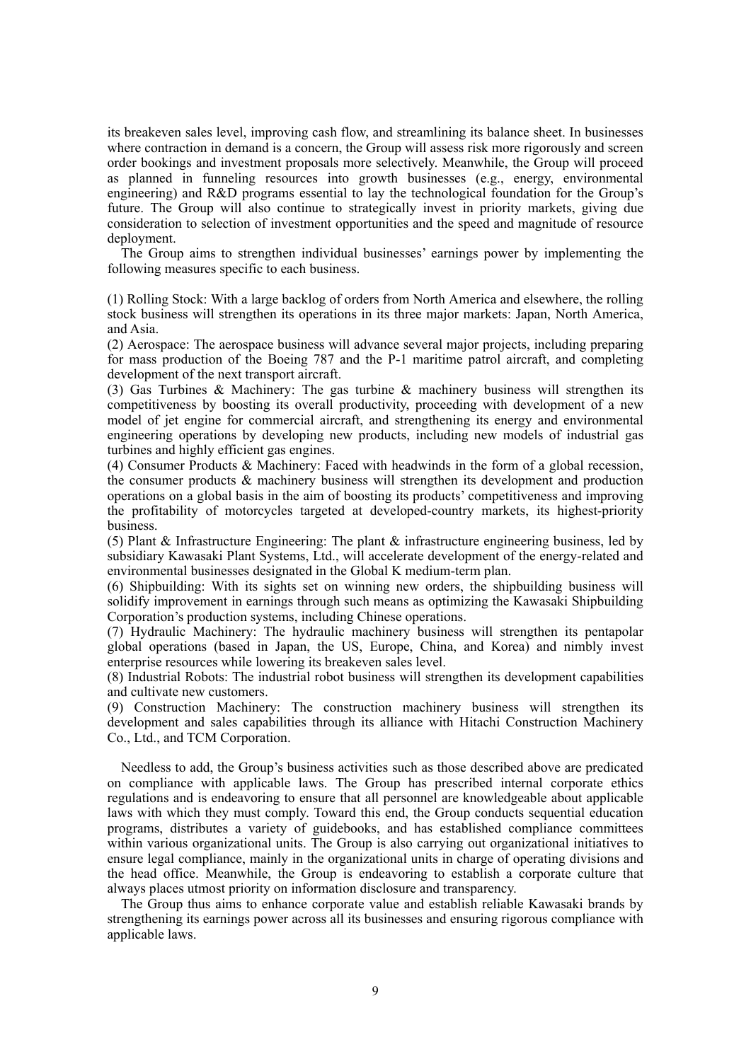its breakeven sales level, improving cash flow, and streamlining its balance sheet. In businesses where contraction in demand is a concern, the Group will assess risk more rigorously and screen order bookings and investment proposals more selectively. Meanwhile, the Group will proceed as planned in funneling resources into growth businesses (e.g., energy, environmental engineering) and R&D programs essential to lay the technological foundation for the Group's future. The Group will also continue to strategically invest in priority markets, giving due consideration to selection of investment opportunities and the speed and magnitude of resource deployment.

The Group aims to strengthen individual businesses' earnings power by implementing the following measures specific to each business.

(1) Rolling Stock: With a large backlog of orders from North America and elsewhere, the rolling stock business will strengthen its operations in its three major markets: Japan, North America, and Asia.
(2) Aerospace: The aerospace business will advance several major projects, including preparing for mass production of the Boeing 787 and the P-1 maritime patrol aircraft, and completing development of the next transport aircraft.
(3) Gas Turbines & Machinery: The gas turbine & machinery business will strengthen its competitiveness by boosting its overall productivity, proceeding with development of a new model of jet engine for commercial aircraft, and strengthening its energy and environmental engineering operations by developing new products, including new models of industrial gas turbines and highly efficient gas engines.
(4) Consumer Products & Machinery: Faced with headwinds in the form of a global recession, the consumer products & machinery business will strengthen its development and production operations on a global basis in the aim of boosting its products' competitiveness and improving the profitability of motorcycles targeted at developed-country markets, its highest-priority business.
(5) Plant & Infrastructure Engineering: The plant & infrastructure engineering business, led by subsidiary Kawasaki Plant Systems, Ltd., will accelerate development of the energy-related and environmental businesses designated in the Global K medium-term plan.
(6) Shipbuilding: With its sights set on winning new orders, the shipbuilding business will solidify improvement in earnings through such means as optimizing the Kawasaki Shipbuilding Corporation's production systems, including Chinese operations.
(7) Hydraulic Machinery: The hydraulic machinery business will strengthen its pentapolar global operations (based in Japan, the US, Europe, China, and Korea) and nimbly invest enterprise resources while lowering its breakeven sales level.
(8) Industrial Robots: The industrial robot business will strengthen its development capabilities and cultivate new customers.
(9) Construction Machinery: The construction machinery business will strengthen its development and sales capabilities through its alliance with Hitachi Construction Machinery Co., Ltd., and TCM Corporation.

Needless to add, the Group's business activities such as those described above are predicated on compliance with applicable laws. The Group has prescribed internal corporate ethics regulations and is endeavoring to ensure that all personnel are knowledgeable about applicable laws with which they must comply. Toward this end, the Group conducts sequential education programs, distributes a variety of guidebooks, and has established compliance committees within various organizational units. The Group is also carrying out organizational initiatives to ensure legal compliance, mainly in the organizational units in charge of operating divisions and the head office. Meanwhile, the Group is endeavoring to establish a corporate culture that always places utmost priority on information disclosure and transparency.

The Group thus aims to enhance corporate value and establish reliable Kawasaki brands by strengthening its earnings power across all its businesses and ensuring rigorous compliance with applicable laws.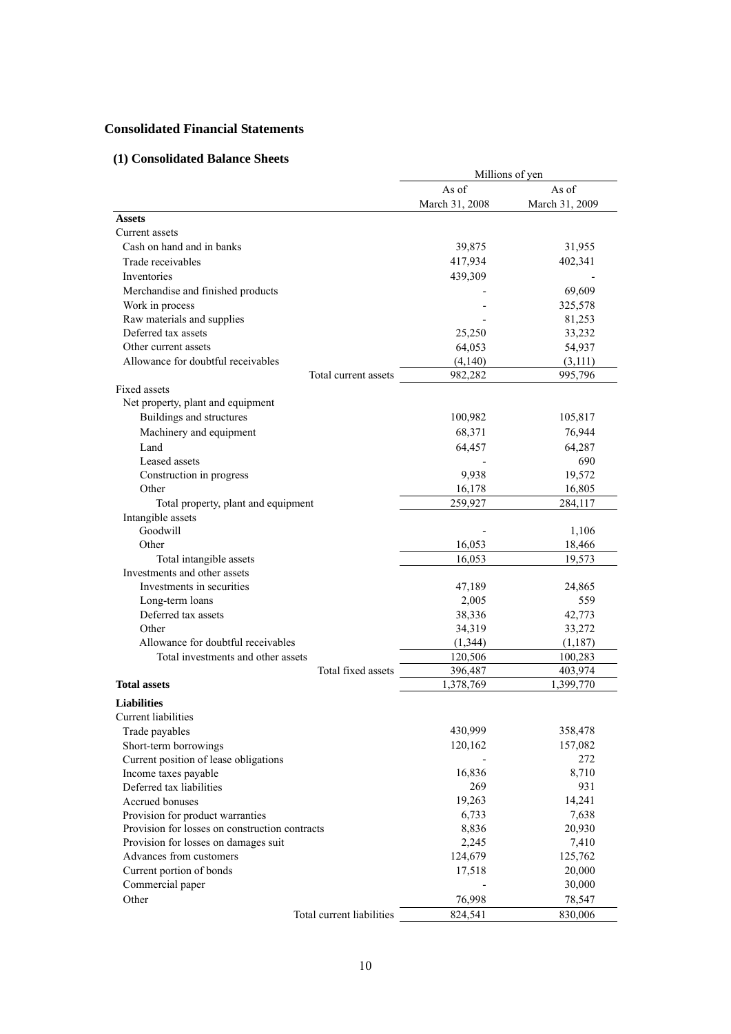## Consolidated Financial Statements

### (1) Consolidated Balance Sheets

| | Millions of yen | |
|---|---|---|
| | As of March 31, 2008 | As of March 31, 2009 |
| **Assets** | | |
| Current assets | | |
| Cash on hand and in banks | 39,875 | 31,955 |
| Trade receivables | 417,934 | 402,341 |
| Inventories | 439,309 | - |
| Merchandise and finished products | - | 69,609 |
| Work in process | - | 325,578 |
| Raw materials and supplies | - | 81,253 |
| Deferred tax assets | 25,250 | 33,232 |
| Other current assets | 64,053 | 54,937 |
| Allowance for doubtful receivables | (4,140) | (3,111) |
| Total current assets | 982,282 | 995,796 |
| Fixed assets | | |
| Net property, plant and equipment | | |
| Buildings and structures | 100,982 | 105,817 |
| Machinery and equipment | 68,371 | 76,944 |
| Land | 64,457 | 64,287 |
| Leased assets | - | 690 |
| Construction in progress | 9,938 | 19,572 |
| Other | 16,178 | 16,805 |
| Total property, plant and equipment | 259,927 | 284,117 |
| Intangible assets | | |
| Goodwill | - | 1,106 |
| Other | 16,053 | 18,466 |
| Total intangible assets | 16,053 | 19,573 |
| Investments and other assets | | |
| Investments in securities | 47,189 | 24,865 |
| Long-term loans | 2,005 | 559 |
| Deferred tax assets | 38,336 | 42,773 |
| Other | 34,319 | 33,272 |
| Allowance for doubtful receivables | (1,344) | (1,187) |
| Total investments and other assets | 120,506 | 100,283 |
| Total fixed assets | 396,487 | 403,974 |
| **Total assets** | 1,378,769 | 1,399,770 |
| **Liabilities** | | |
| Current liabilities | | |
| Trade payables | 430,999 | 358,478 |
| Short-term borrowings | 120,162 | 157,082 |
| Current position of lease obligations | - | 272 |
| Income taxes payable | 16,836 | 8,710 |
| Deferred tax liabilities | 269 | 931 |
| Accrued bonuses | 19,263 | 14,241 |
| Provision for product warranties | 6,733 | 7,638 |
| Provision for losses on construction contracts | 8,836 | 20,930 |
| Provision for losses on damages suit | 2,245 | 7,410 |
| Advances from customers | 124,679 | 125,762 |
| Current portion of bonds | 17,518 | 20,000 |
| Commercial paper | - | 30,000 |
| Other | 76,998 | 78,547 |
| Total current liabilities | 824,541 | 830,006 |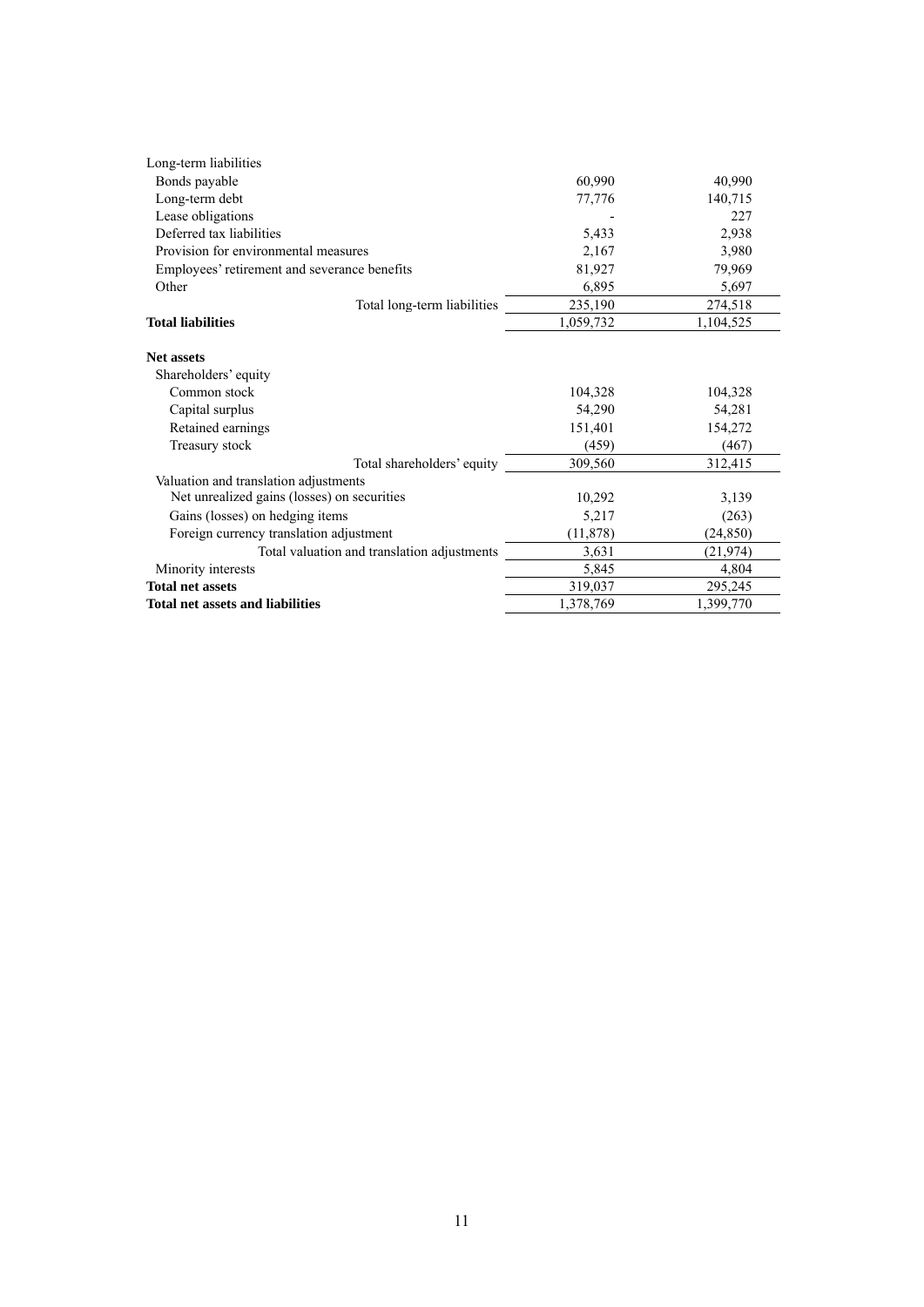| | | |
|---|---|---|
| Long-term liabilities | | |
| Bonds payable | 60,990 | 40,990 |
| Long-term debt | 77,776 | 140,715 |
| Lease obligations | - | 227 |
| Deferred tax liabilities | 5,433 | 2,938 |
| Provision for environmental measures | 2,167 | 3,980 |
| Employees' retirement and severance benefits | 81,927 | 79,969 |
| Other | 6,895 | 5,697 |
| Total long-term liabilities | 235,190 | 274,518 |
| **Total liabilities** | 1,059,732 | 1,104,525 |
| | | |
| **Net assets** | | |
| Shareholders' equity | | |
| Common stock | 104,328 | 104,328 |
| Capital surplus | 54,290 | 54,281 |
| Retained earnings | 151,401 | 154,272 |
| Treasury stock | (459) | (467) |
| Total shareholders' equity | 309,560 | 312,415 |
| Valuation and translation adjustments | | |
| Net unrealized gains (losses) on securities | 10,292 | 3,139 |
| Gains (losses) on hedging items | 5,217 | (263) |
| Foreign currency translation adjustment | (11,878) | (24,850) |
| Total valuation and translation adjustments | 3,631 | (21,974) |
| Minority interests | 5,845 | 4,804 |
| **Total net assets** | 319,037 | 295,245 |
| **Total net assets and liabilities** | 1,378,769 | 1,399,770 |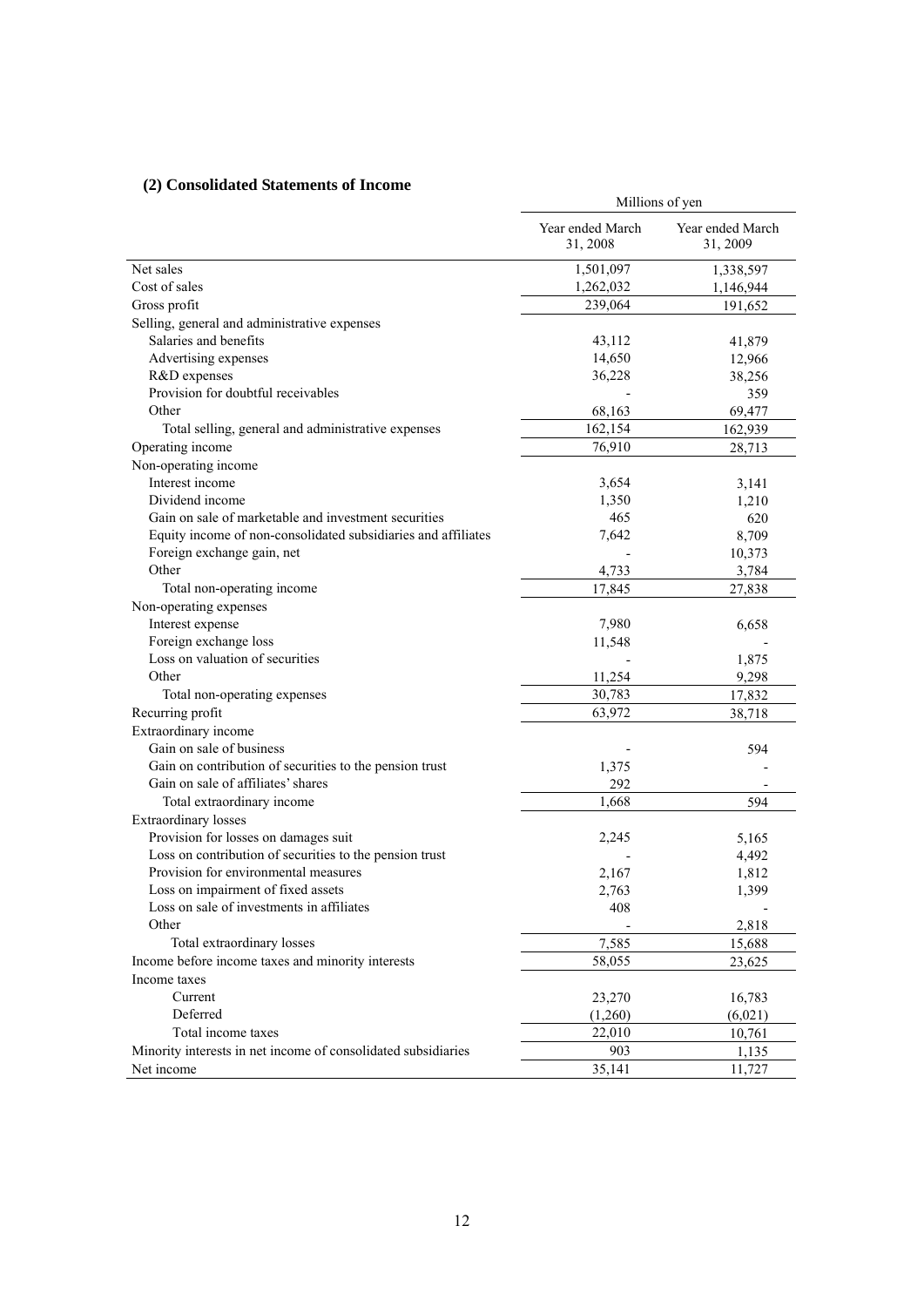### (2) Consolidated Statements of Income

| | Millions of yen | |
|---|---|---|
| | Year ended March 31, 2008 | Year ended March 31, 2009 |
| Net sales | 1,501,097 | 1,338,597 |
| Cost of sales | 1,262,032 | 1,146,944 |
| Gross profit | 239,064 | 191,652 |
| Selling, general and administrative expenses | | |
| Salaries and benefits | 43,112 | 41,879 |
| Advertising expenses | 14,650 | 12,966 |
| R&D expenses | 36,228 | 38,256 |
| Provision for doubtful receivables | - | 359 |
| Other | 68,163 | 69,477 |
| Total selling, general and administrative expenses | 162,154 | 162,939 |
| Operating income | 76,910 | 28,713 |
| Non-operating income | | |
| Interest income | 3,654 | 3,141 |
| Dividend income | 1,350 | 1,210 |
| Gain on sale of marketable and investment securities | 465 | 620 |
| Equity income of non-consolidated subsidiaries and affiliates | 7,642 | 8,709 |
| Foreign exchange gain, net | - | 10,373 |
| Other | 4,733 | 3,784 |
| Total non-operating income | 17,845 | 27,838 |
| Non-operating expenses | | |
| Interest expense | 7,980 | 6,658 |
| Foreign exchange loss | 11,548 | - |
| Loss on valuation of securities | - | 1,875 |
| Other | 11,254 | 9,298 |
| Total non-operating expenses | 30,783 | 17,832 |
| Recurring profit | 63,972 | 38,718 |
| Extraordinary income | | |
| Gain on sale of business | - | 594 |
| Gain on contribution of securities to the pension trust | 1,375 | - |
| Gain on sale of affiliates' shares | 292 | - |
| Total extraordinary income | 1,668 | 594 |
| Extraordinary losses | | |
| Provision for losses on damages suit | 2,245 | 5,165 |
| Loss on contribution of securities to the pension trust | - | 4,492 |
| Provision for environmental measures | 2,167 | 1,812 |
| Loss on impairment of fixed assets | 2,763 | 1,399 |
| Loss on sale of investments in affiliates | 408 | - |
| Other | - | 2,818 |
| Total extraordinary losses | 7,585 | 15,688 |
| Income before income taxes and minority interests | 58,055 | 23,625 |
| Income taxes | | |
| Current | 23,270 | 16,783 |
| Deferred | (1,260) | (6,021) |
| Total income taxes | 22,010 | 10,761 |
| Minority interests in net income of consolidated subsidiaries | 903 | 1,135 |
| Net income | 35,141 | 11,727 |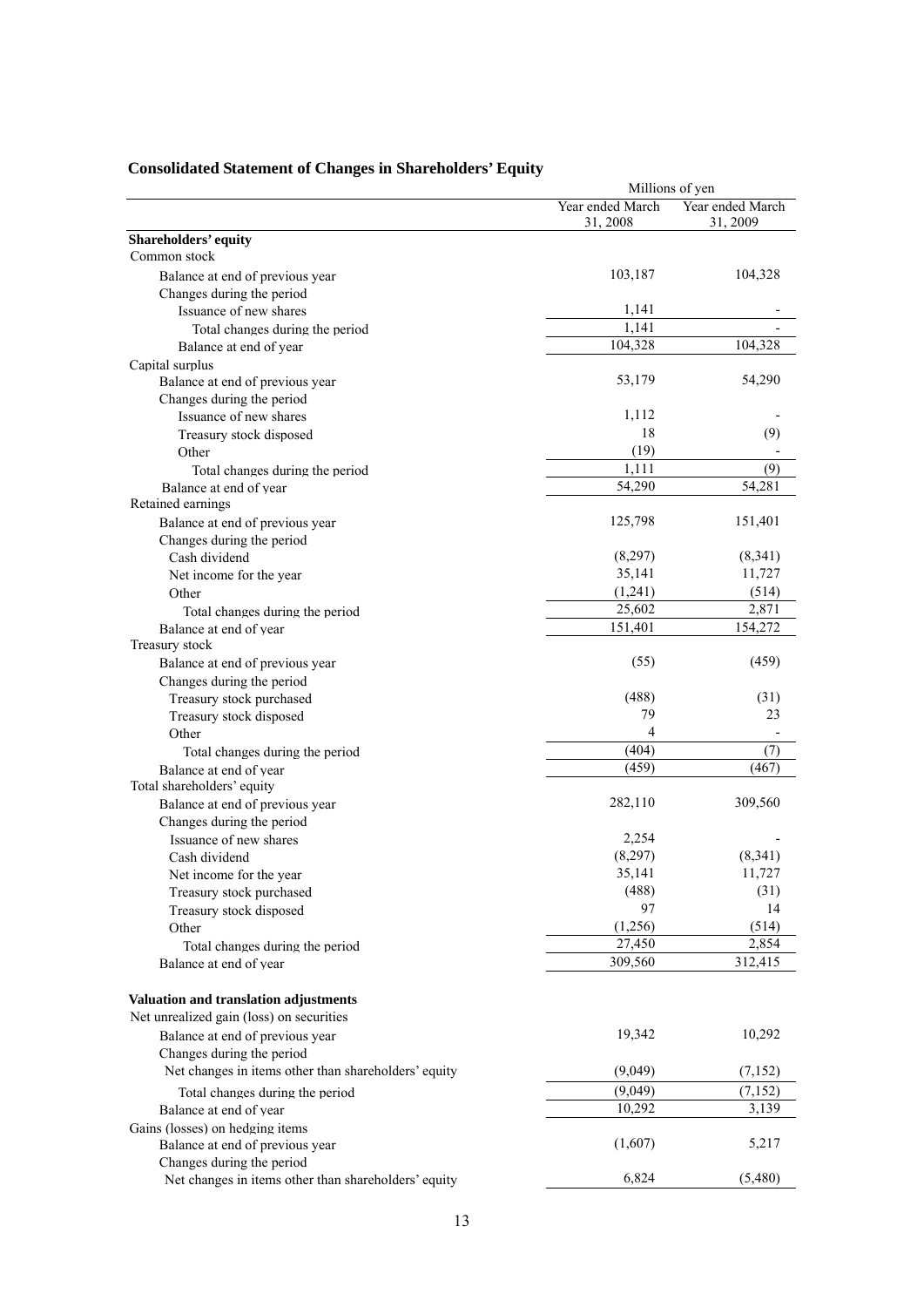## Consolidated Statement of Changes in Shareholders' Equity

| | Millions of yen | |
|---|---|---|
| | Year ended March 31, 2008 | Year ended March 31, 2009 |
| **Shareholders' equity** | | |
| Common stock | | |
| Balance at end of previous year | 103,187 | 104,328 |
| Changes during the period | | |
| Issuance of new shares | 1,141 | - |
| Total changes during the period | 1,141 | - |
| Balance at end of year | 104,328 | 104,328 |
| Capital surplus | | |
| Balance at end of previous year | 53,179 | 54,290 |
| Changes during the period | | |
| Issuance of new shares | 1,112 | - |
| Treasury stock disposed | 18 | (9) |
| Other | (19) | - |
| Total changes during the period | 1,111 | (9) |
| Balance at end of year | 54,290 | 54,281 |
| Retained earnings | | |
| Balance at end of previous year | 125,798 | 151,401 |
| Changes during the period | | |
| Cash dividend | (8,297) | (8,341) |
| Net income for the year | 35,141 | 11,727 |
| Other | (1,241) | (514) |
| Total changes during the period | 25,602 | 2,871 |
| Balance at end of year | 151,401 | 154,272 |
| Treasury stock | | |
| Balance at end of previous year | (55) | (459) |
| Changes during the period | | |
| Treasury stock purchased | (488) | (31) |
| Treasury stock disposed | 79 | 23 |
| Other | 4 | - |
| Total changes during the period | (404) | (7) |
| Balance at end of year | (459) | (467) |
| Total shareholders' equity | | |
| Balance at end of previous year | 282,110 | 309,560 |
| Changes during the period | | |
| Issuance of new shares | 2,254 | - |
| Cash dividend | (8,297) | (8,341) |
| Net income for the year | 35,141 | 11,727 |
| Treasury stock purchased | (488) | (31) |
| Treasury stock disposed | 97 | 14 |
| Other | (1,256) | (514) |
| Total changes during the period | 27,450 | 2,854 |
| Balance at end of year | 309,560 | 312,415 |
| | | |
| **Valuation and translation adjustments** | | |
| Net unrealized gain (loss) on securities | | |
| Balance at end of previous year | 19,342 | 10,292 |
| Changes during the period | | |
| Net changes in items other than shareholders' equity | (9,049) | (7,152) |
| Total changes during the period | (9,049) | (7,152) |
| Balance at end of year | 10,292 | 3,139 |
| Gains (losses) on hedging items | | |
| Balance at end of previous year | (1,607) | 5,217 |
| Changes during the period | | |
| Net changes in items other than shareholders' equity | 6,824 | (5,480) |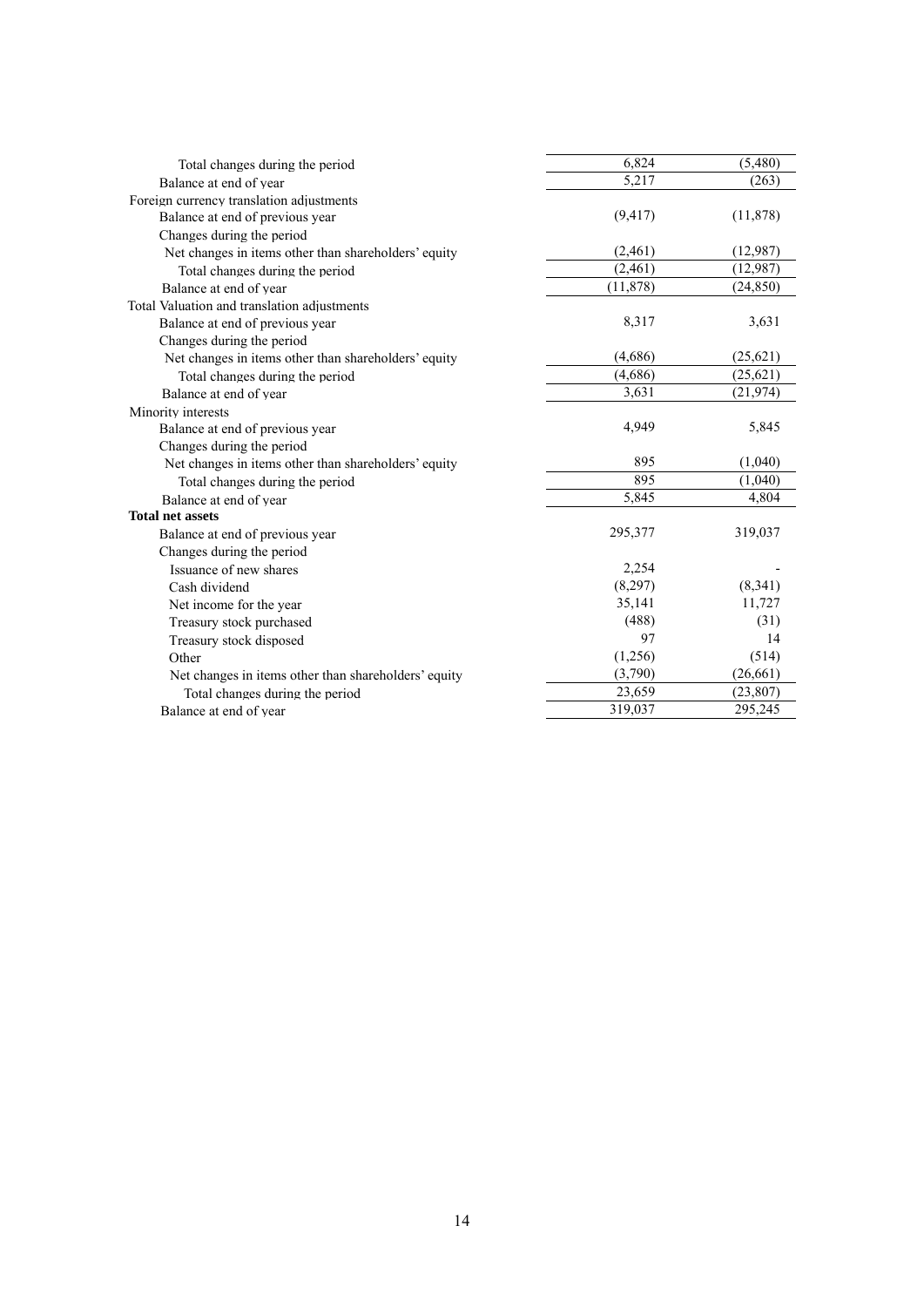| | | |
|---|---|---|
| Total changes during the period | 6,824 | (5,480) |
| Balance at end of year | 5,217 | (263) |
| Foreign currency translation adjustments | | |
| Balance at end of previous year | (9,417) | (11,878) |
| Changes during the period | | |
| Net changes in items other than shareholders' equity | (2,461) | (12,987) |
| Total changes during the period | (2,461) | (12,987) |
| Balance at end of year | (11,878) | (24,850) |
| Total Valuation and translation adjustments | | |
| Balance at end of previous year | 8,317 | 3,631 |
| Changes during the period | | |
| Net changes in items other than shareholders' equity | (4,686) | (25,621) |
| Total changes during the period | (4,686) | (25,621) |
| Balance at end of year | 3,631 | (21,974) |
| Minority interests | | |
| Balance at end of previous year | 4,949 | 5,845 |
| Changes during the period | | |
| Net changes in items other than shareholders' equity | 895 | (1,040) |
| Total changes during the period | 895 | (1,040) |
| Balance at end of year | 5,845 | 4,804 |
| **Total net assets** | | |
| Balance at end of previous year | 295,377 | 319,037 |
| Changes during the period | | |
| Issuance of new shares | 2,254 | - |
| Cash dividend | (8,297) | (8,341) |
| Net income for the year | 35,141 | 11,727 |
| Treasury stock purchased | (488) | (31) |
| Treasury stock disposed | 97 | 14 |
| Other | (1,256) | (514) |
| Net changes in items other than shareholders' equity | (3,790) | (26,661) |
| Total changes during the period | 23,659 | (23,807) |
| Balance at end of year | 319,037 | 295,245 |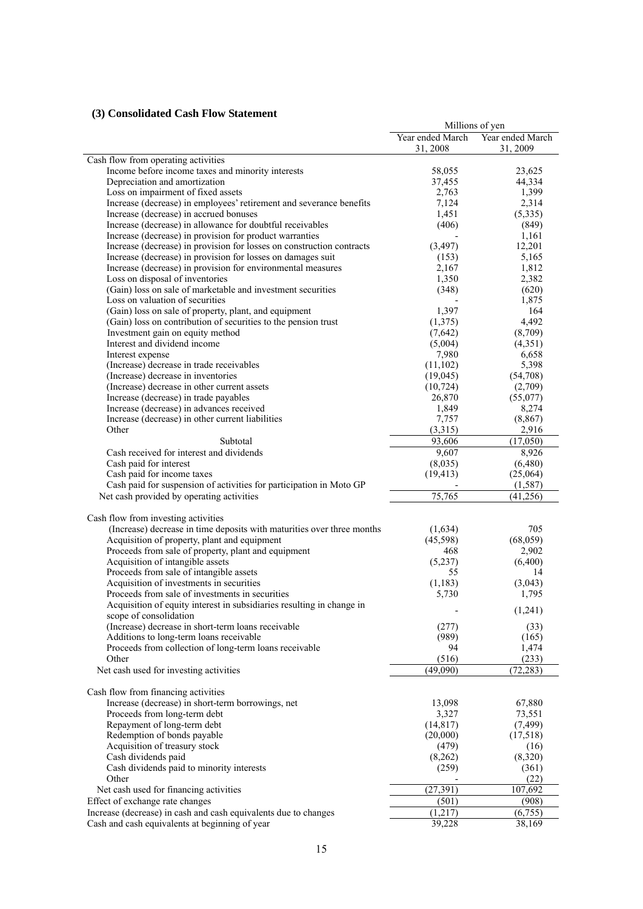### (3) Consolidated Cash Flow Statement

| | Millions of yen | |
|---|---|---|
| | Year ended March 31, 2008 | Year ended March 31, 2009 |
| Cash flow from operating activities | | |
| Income before income taxes and minority interests | 58,055 | 23,625 |
| Depreciation and amortization | 37,455 | 44,334 |
| Loss on impairment of fixed assets | 2,763 | 1,399 |
| Increase (decrease) in employees' retirement and severance benefits | 7,124 | 2,314 |
| Increase (decrease) in accrued bonuses | 1,451 | (5,335) |
| Increase (decrease) in allowance for doubtful receivables | (406) | (849) |
| Increase (decrease) in provision for product warranties | - | 1,161 |
| Increase (decrease) in provision for losses on construction contracts | (3,497) | 12,201 |
| Increase (decrease) in provision for losses on damages suit | (153) | 5,165 |
| Increase (decrease) in provision for environmental measures | 2,167 | 1,812 |
| Loss on disposal of inventories | 1,350 | 2,382 |
| (Gain) loss on sale of marketable and investment securities | (348) | (620) |
| Loss on valuation of securities | - | 1,875 |
| (Gain) loss on sale of property, plant, and equipment | 1,397 | 164 |
| (Gain) loss on contribution of securities to the pension trust | (1,375) | 4,492 |
| Investment gain on equity method | (7,642) | (8,709) |
| Interest and dividend income | (5,004) | (4,351) |
| Interest expense | 7,980 | 6,658 |
| (Increase) decrease in trade receivables | (11,102) | 5,398 |
| (Increase) decrease in inventories | (19,045) | (54,708) |
| (Increase) decrease in other current assets | (10,724) | (2,709) |
| Increase (decrease) in trade payables | 26,870 | (55,077) |
| Increase (decrease) in advances received | 1,849 | 8,274 |
| Increase (decrease) in other current liabilities | 7,757 | (8,867) |
| Other | (3,315) | 2,916 |
| Subtotal | 93,606 | (17,050) |
| Cash received for interest and dividends | 9,607 | 8,926 |
| Cash paid for interest | (8,035) | (6,480) |
| Cash paid for income taxes | (19,413) | (25,064) |
| Cash paid for suspension of activities for participation in Moto GP | - | (1,587) |
| Net cash provided by operating activities | 75,765 | (41,256) |
| Cash flow from investing activities | | |
| (Increase) decrease in time deposits with maturities over three months | (1,634) | 705 |
| Acquisition of property, plant and equipment | (45,598) | (68,059) |
| Proceeds from sale of property, plant and equipment | 468 | 2,902 |
| Acquisition of intangible assets | (5,237) | (6,400) |
| Proceeds from sale of intangible assets | 55 | 14 |
| Acquisition of investments in securities | (1,183) | (3,043) |
| Proceeds from sale of investments in securities | 5,730 | 1,795 |
| Acquisition of equity interest in subsidiaries resulting in change in scope of consolidation | - | (1,241) |
| (Increase) decrease in short-term loans receivable | (277) | (33) |
| Additions to long-term loans receivable | (989) | (165) |
| Proceeds from collection of long-term loans receivable | 94 | 1,474 |
| Other | (516) | (233) |
| Net cash used for investing activities | (49,090) | (72,283) |
| Cash flow from financing activities | | |
| Increase (decrease) in short-term borrowings, net | 13,098 | 67,880 |
| Proceeds from long-term debt | 3,327 | 73,551 |
| Repayment of long-term debt | (14,817) | (7,499) |
| Redemption of bonds payable | (20,000) | (17,518) |
| Acquisition of treasury stock | (479) | (16) |
| Cash dividends paid | (8,262) | (8,320) |
| Cash dividends paid to minority interests | (259) | (361) |
| Other | - | (22) |
| Net cash used for financing activities | (27,391) | 107,692 |
| Effect of exchange rate changes | (501) | (908) |
| Increase (decrease) in cash and cash equivalents due to changes | (1,217) | (6,755) |
| Cash and cash equivalents at beginning of year | 39,228 | 38,169 |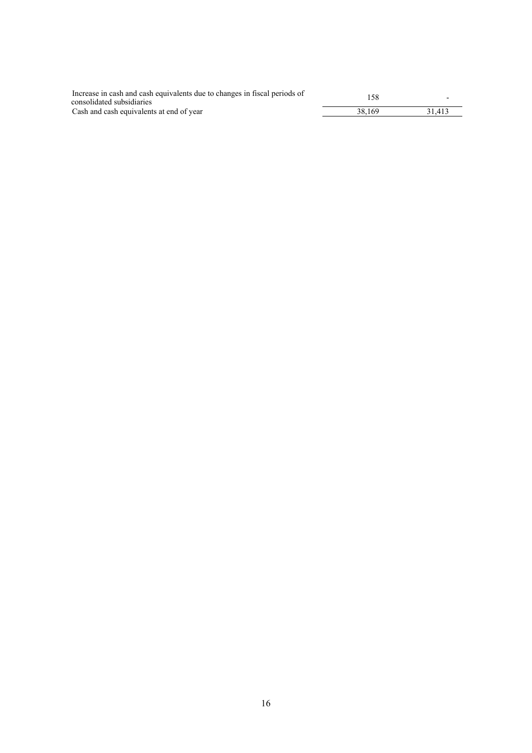| | | |
|---|---|---|
| Increase in cash and cash equivalents due to changes in fiscal periods of consolidated subsidiaries | 158 | - |
| Cash and cash equivalents at end of year | 38,169 | 31,413 |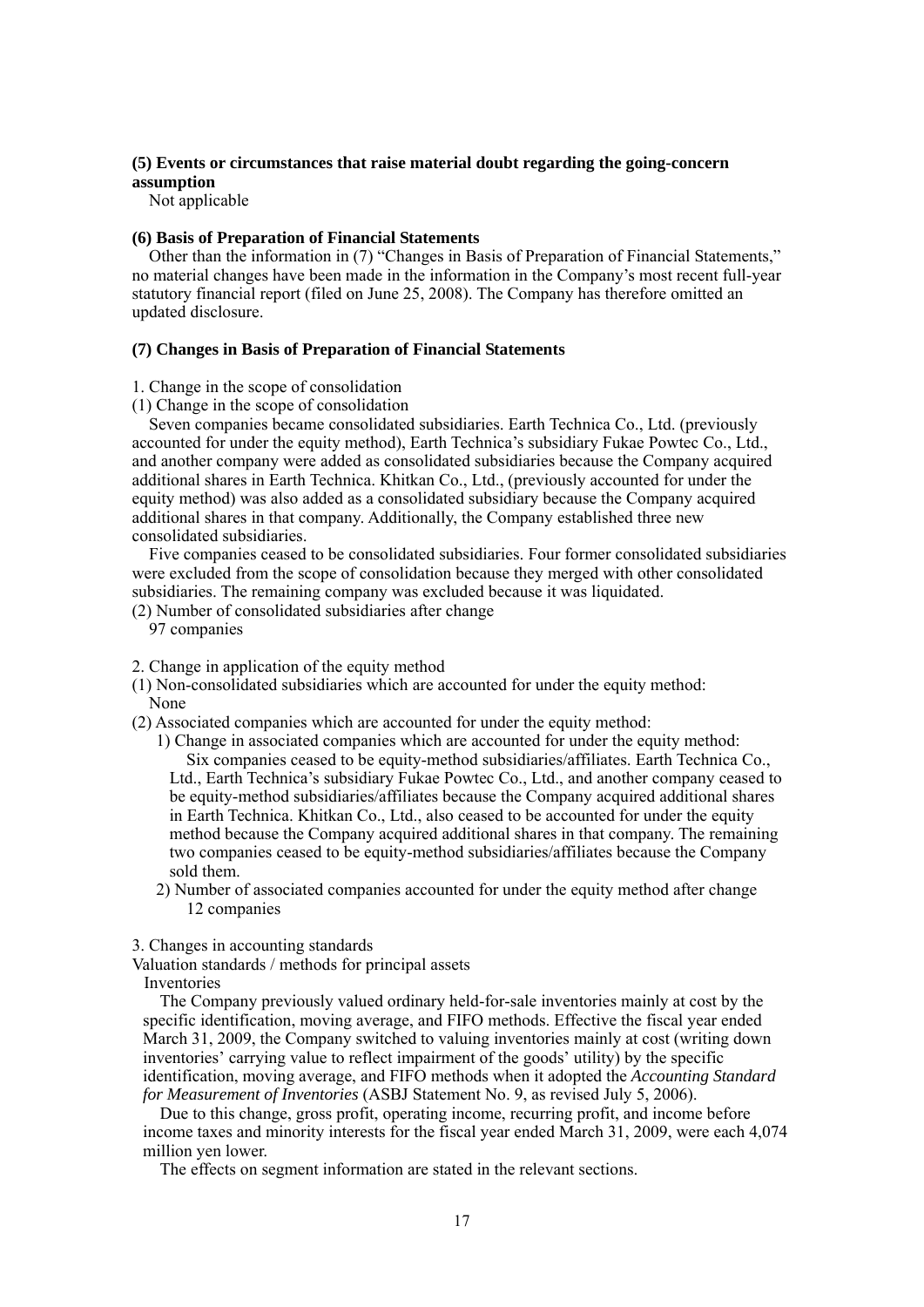### (5) Events or circumstances that raise material doubt regarding the going-concern assumption

Not applicable

### (6) Basis of Preparation of Financial Statements

Other than the information in (7) "Changes in Basis of Preparation of Financial Statements," no material changes have been made in the information in the Company's most recent full-year statutory financial report (filed on June 25, 2008). The Company has therefore omitted an updated disclosure.

### (7) Changes in Basis of Preparation of Financial Statements

1. Change in the scope of consolidation

(1) Change in the scope of consolidation

Seven companies became consolidated subsidiaries. Earth Technica Co., Ltd. (previously accounted for under the equity method), Earth Technica's subsidiary Fukae Powtec Co., Ltd., and another company were added as consolidated subsidiaries because the Company acquired additional shares in Earth Technica. Khitkan Co., Ltd., (previously accounted for under the equity method) was also added as a consolidated subsidiary because the Company acquired additional shares in that company. Additionally, the Company established three new consolidated subsidiaries.

Five companies ceased to be consolidated subsidiaries. Four former consolidated subsidiaries were excluded from the scope of consolidation because they merged with other consolidated subsidiaries. The remaining company was excluded because it was liquidated.

(2) Number of consolidated subsidiaries after change

97 companies

2. Change in application of the equity method

(1) Non-consolidated subsidiaries which are accounted for under the equity method:

None

(2) Associated companies which are accounted for under the equity method:

1) Change in associated companies which are accounted for under the equity method:

Six companies ceased to be equity-method subsidiaries/affiliates. Earth Technica Co., Ltd., Earth Technica's subsidiary Fukae Powtec Co., Ltd., and another company ceased to be equity-method subsidiaries/affiliates because the Company acquired additional shares in Earth Technica. Khitkan Co., Ltd., also ceased to be accounted for under the equity method because the Company acquired additional shares in that company. The remaining two companies ceased to be equity-method subsidiaries/affiliates because the Company sold them.

2) Number of associated companies accounted for under the equity method after change

12 companies

3. Changes in accounting standards

Valuation standards / methods for principal assets

Inventories

The Company previously valued ordinary held-for-sale inventories mainly at cost by the specific identification, moving average, and FIFO methods. Effective the fiscal year ended March 31, 2009, the Company switched to valuing inventories mainly at cost (writing down inventories' carrying value to reflect impairment of the goods' utility) by the specific identification, moving average, and FIFO methods when it adopted the *Accounting Standard for Measurement of Inventories* (ASBJ Statement No. 9, as revised July 5, 2006).

Due to this change, gross profit, operating income, recurring profit, and income before income taxes and minority interests for the fiscal year ended March 31, 2009, were each 4,074 million yen lower.

The effects on segment information are stated in the relevant sections.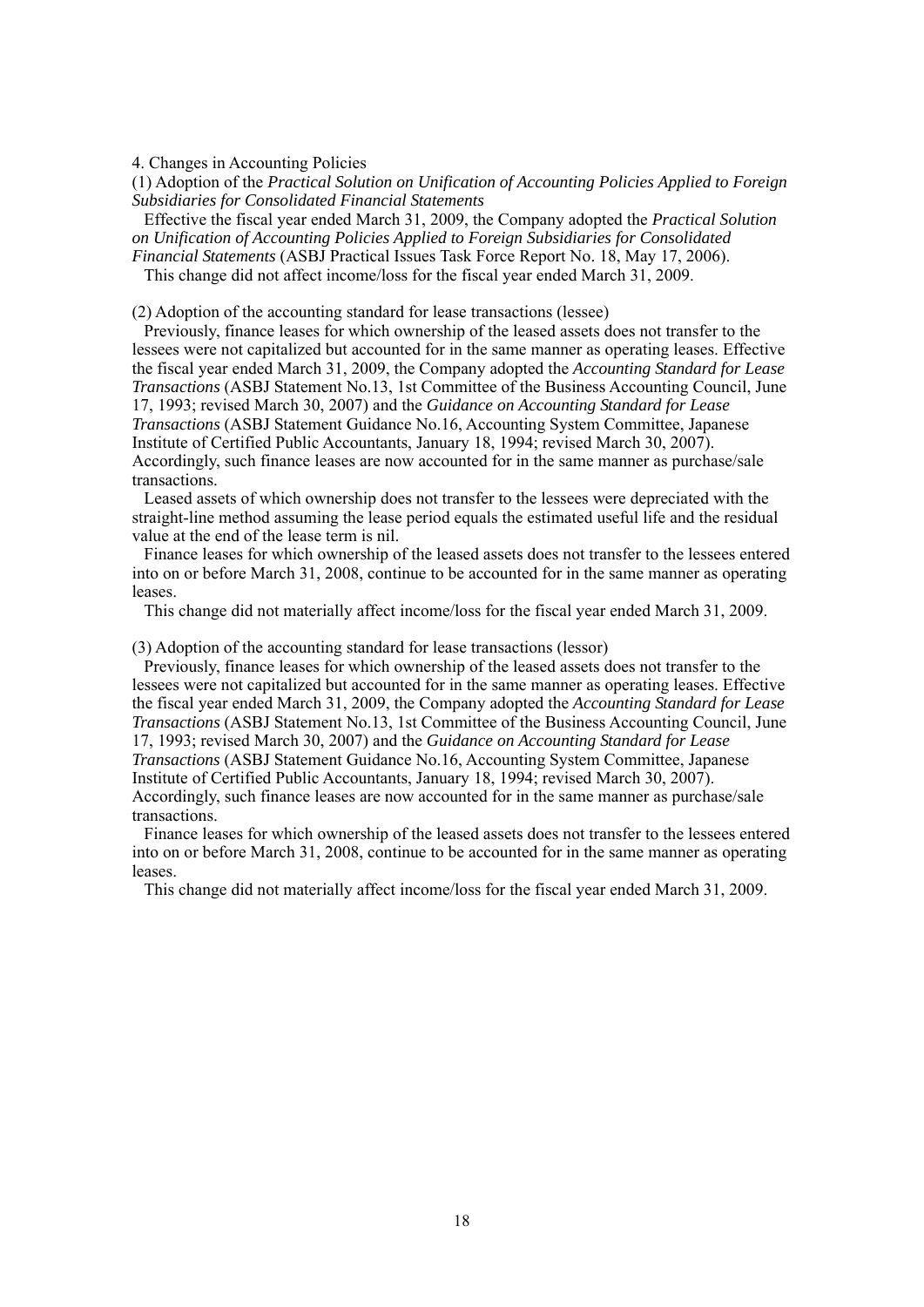4. Changes in Accounting Policies

(1) Adoption of the *Practical Solution on Unification of Accounting Policies Applied to Foreign Subsidiaries for Consolidated Financial Statements*

Effective the fiscal year ended March 31, 2009, the Company adopted the *Practical Solution on Unification of Accounting Policies Applied to Foreign Subsidiaries for Consolidated Financial Statements* (ASBJ Practical Issues Task Force Report No. 18, May 17, 2006).

This change did not affect income/loss for the fiscal year ended March 31, 2009.

(2) Adoption of the accounting standard for lease transactions (lessee)

Previously, finance leases for which ownership of the leased assets does not transfer to the lessees were not capitalized but accounted for in the same manner as operating leases. Effective the fiscal year ended March 31, 2009, the Company adopted the *Accounting Standard for Lease Transactions* (ASBJ Statement No.13, 1st Committee of the Business Accounting Council, June 17, 1993; revised March 30, 2007) and the *Guidance on Accounting Standard for Lease Transactions* (ASBJ Statement Guidance No.16, Accounting System Committee, Japanese Institute of Certified Public Accountants, January 18, 1994; revised March 30, 2007). Accordingly, such finance leases are now accounted for in the same manner as purchase/sale transactions.

Leased assets of which ownership does not transfer to the lessees were depreciated with the straight-line method assuming the lease period equals the estimated useful life and the residual value at the end of the lease term is nil.

Finance leases for which ownership of the leased assets does not transfer to the lessees entered into on or before March 31, 2008, continue to be accounted for in the same manner as operating leases.

This change did not materially affect income/loss for the fiscal year ended March 31, 2009.

(3) Adoption of the accounting standard for lease transactions (lessor)

Previously, finance leases for which ownership of the leased assets does not transfer to the lessees were not capitalized but accounted for in the same manner as operating leases. Effective the fiscal year ended March 31, 2009, the Company adopted the *Accounting Standard for Lease Transactions* (ASBJ Statement No.13, 1st Committee of the Business Accounting Council, June 17, 1993; revised March 30, 2007) and the *Guidance on Accounting Standard for Lease Transactions* (ASBJ Statement Guidance No.16, Accounting System Committee, Japanese Institute of Certified Public Accountants, January 18, 1994; revised March 30, 2007). Accordingly, such finance leases are now accounted for in the same manner as purchase/sale transactions.

Finance leases for which ownership of the leased assets does not transfer to the lessees entered into on or before March 31, 2008, continue to be accounted for in the same manner as operating leases.

This change did not materially affect income/loss for the fiscal year ended March 31, 2009.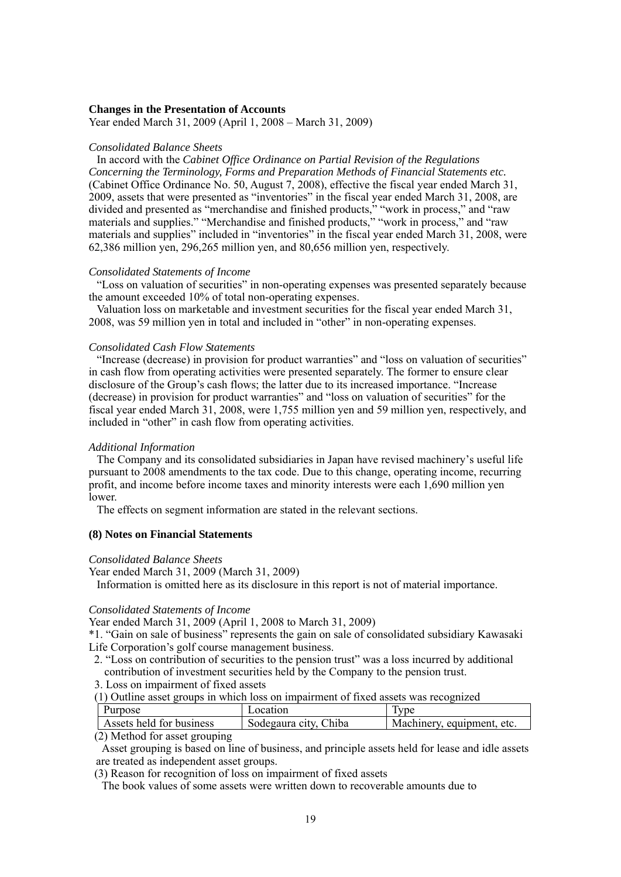**Changes in the Presentation of Accounts**

Year ended March 31, 2009 (April 1, 2008 – March 31, 2009)

*Consolidated Balance Sheets*

In accord with the *Cabinet Office Ordinance on Partial Revision of the Regulations Concerning the Terminology, Forms and Preparation Methods of Financial Statements etc.* (Cabinet Office Ordinance No. 50, August 7, 2008), effective the fiscal year ended March 31, 2009, assets that were presented as "inventories" in the fiscal year ended March 31, 2008, are divided and presented as "merchandise and finished products," "work in process," and "raw materials and supplies." "Merchandise and finished products," "work in process," and "raw materials and supplies" included in "inventories" in the fiscal year ended March 31, 2008, were 62,386 million yen, 296,265 million yen, and 80,656 million yen, respectively.

*Consolidated Statements of Income*

"Loss on valuation of securities" in non-operating expenses was presented separately because the amount exceeded 10% of total non-operating expenses.

Valuation loss on marketable and investment securities for the fiscal year ended March 31, 2008, was 59 million yen in total and included in "other" in non-operating expenses.

*Consolidated Cash Flow Statements*

"Increase (decrease) in provision for product warranties" and "loss on valuation of securities" in cash flow from operating activities were presented separately. The former to ensure clear disclosure of the Group's cash flows; the latter due to its increased importance. "Increase (decrease) in provision for product warranties" and "loss on valuation of securities" for the fiscal year ended March 31, 2008, were 1,755 million yen and 59 million yen, respectively, and included in "other" in cash flow from operating activities.

*Additional Information*

The Company and its consolidated subsidiaries in Japan have revised machinery's useful life pursuant to 2008 amendments to the tax code. Due to this change, operating income, recurring profit, and income before income taxes and minority interests were each 1,690 million yen lower.

The effects on segment information are stated in the relevant sections.

**(8) Notes on Financial Statements**

*Consolidated Balance Sheets*

Year ended March 31, 2009 (March 31, 2009)

Information is omitted here as its disclosure in this report is not of material importance.

*Consolidated Statements of Income*

Year ended March 31, 2009 (April 1, 2008 to March 31, 2009)

*1. "Gain on sale of business" represents the gain on sale of consolidated subsidiary Kawasaki Life Corporation's golf course management business.

2. "Loss on contribution of securities to the pension trust" was a loss incurred by additional contribution of investment securities held by the Company to the pension trust.

3. Loss on impairment of fixed assets

(1) Outline asset groups in which loss on impairment of fixed assets was recognized

| Purpose | Location | Type |
|---|---|---|
| Assets held for business | Sodegaura city, Chiba | Machinery, equipment, etc. |

(2) Method for asset grouping

Asset grouping is based on line of business, and principle assets held for lease and idle assets are treated as independent asset groups.

(3) Reason for recognition of loss on impairment of fixed assets

The book values of some assets were written down to recoverable amounts due to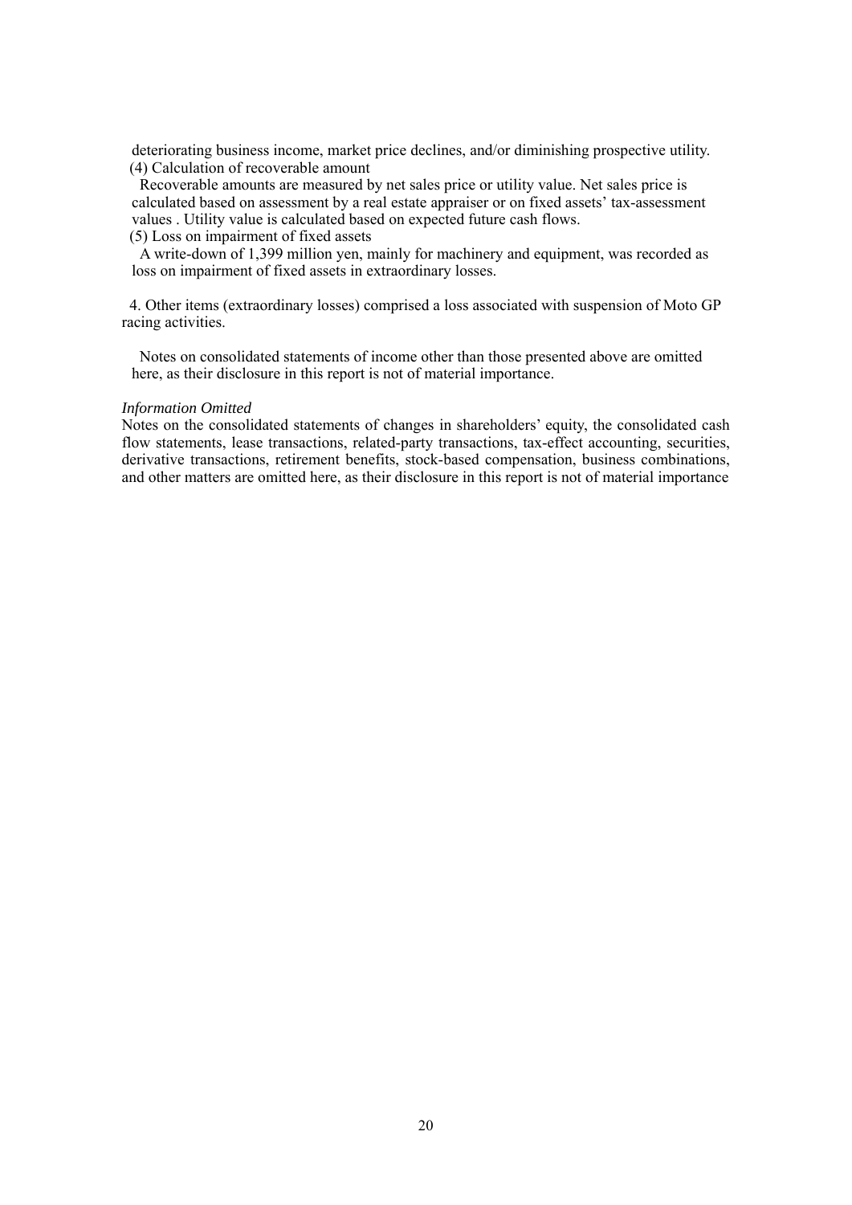deteriorating business income, market price declines, and/or diminishing prospective utility.

(4) Calculation of recoverable amount

Recoverable amounts are measured by net sales price or utility value. Net sales price is calculated based on assessment by a real estate appraiser or on fixed assets' tax-assessment values . Utility value is calculated based on expected future cash flows.

(5) Loss on impairment of fixed assets

A write-down of 1,399 million yen, mainly for machinery and equipment, was recorded as loss on impairment of fixed assets in extraordinary losses.

4. Other items (extraordinary losses) comprised a loss associated with suspension of Moto GP racing activities.

Notes on consolidated statements of income other than those presented above are omitted here, as their disclosure in this report is not of material importance.

*Information Omitted*

Notes on the consolidated statements of changes in shareholders' equity, the consolidated cash flow statements, lease transactions, related-party transactions, tax-effect accounting, securities, derivative transactions, retirement benefits, stock-based compensation, business combinations, and other matters are omitted here, as their disclosure in this report is not of material importance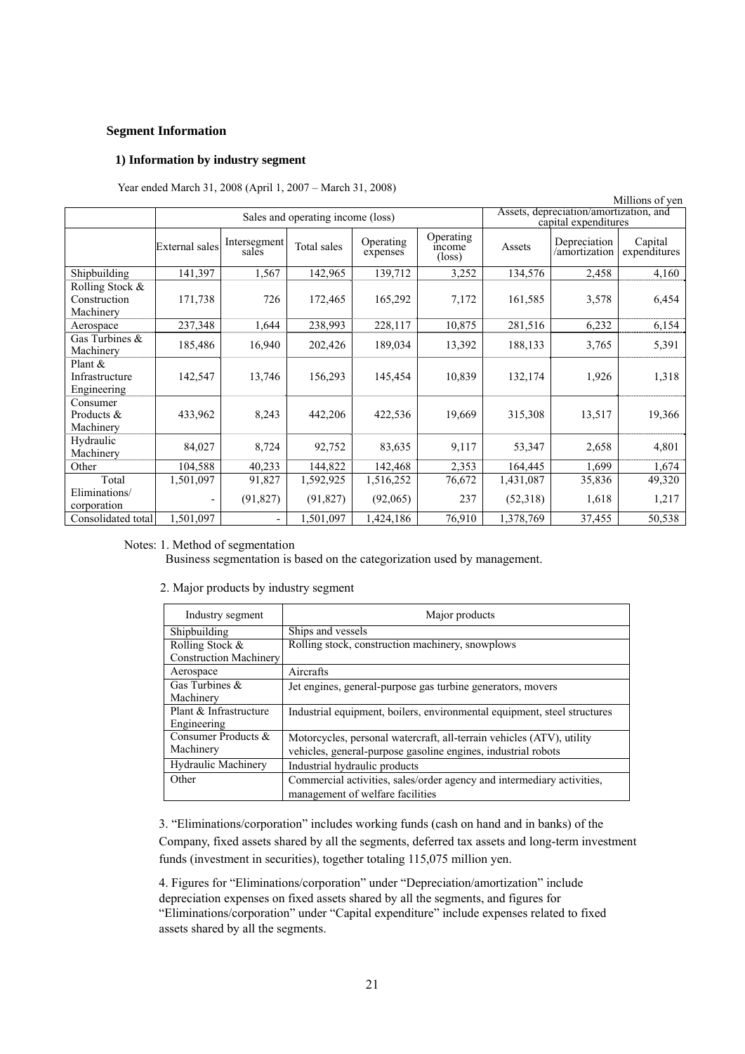## Segment Information

### 1) Information by industry segment

Year ended March 31, 2008 (April 1, 2007 – March 31, 2008)

Millions of yen

| | Sales and operating income (loss) | | | | | Assets, depreciation/amortization, and capital expenditures | | |
|---|---|---|---|---|---|---|---|---|
| | External sales | Intersegment sales | Total sales | Operating expenses | Operating income (loss) | Assets | Depreciation /amortization | Capital expenditures |
| Shipbuilding | 141,397 | 1,567 | 142,965 | 139,712 | 3,252 | 134,576 | 2,458 | 4,160 |
| Rolling Stock & Construction Machinery | 171,738 | 726 | 172,465 | 165,292 | 7,172 | 161,585 | 3,578 | 6,454 |
| Aerospace | 237,348 | 1,644 | 238,993 | 228,117 | 10,875 | 281,516 | 6,232 | 6,154 |
| Gas Turbines & Machinery | 185,486 | 16,940 | 202,426 | 189,034 | 13,392 | 188,133 | 3,765 | 5,391 |
| Plant & Infrastructure Engineering | 142,547 | 13,746 | 156,293 | 145,454 | 10,839 | 132,174 | 1,926 | 1,318 |
| Consumer Products & Machinery | 433,962 | 8,243 | 442,206 | 422,536 | 19,669 | 315,308 | 13,517 | 19,366 |
| Hydraulic Machinery | 84,027 | 8,724 | 92,752 | 83,635 | 9,117 | 53,347 | 2,658 | 4,801 |
| Other | 104,588 | 40,233 | 144,822 | 142,468 | 2,353 | 164,445 | 1,699 | 1,674 |
| Total | 1,501,097 | 91,827 | 1,592,925 | 1,516,252 | 76,672 | 1,431,087 | 35,836 | 49,320 |
| Eliminations/ corporation | - | (91,827) | (91,827) | (92,065) | 237 | (52,318) | 1,618 | 1,217 |
| Consolidated total | 1,501,097 | - | 1,501,097 | 1,424,186 | 76,910 | 1,378,769 | 37,455 | 50,538 |

Notes: 1. Method of segmentation

Business segmentation is based on the categorization used by management.

2. Major products by industry segment

| Industry segment | Major products |
|---|---|
| Shipbuilding | Ships and vessels |
| Rolling Stock & Construction Machinery | Rolling stock, construction machinery, snowplows |
| Aerospace | Aircrafts |
| Gas Turbines & Machinery | Jet engines, general-purpose gas turbine generators, movers |
| Plant & Infrastructure Engineering | Industrial equipment, boilers, environmental equipment, steel structures |
| Consumer Products & Machinery | Motorcycles, personal watercraft, all-terrain vehicles (ATV), utility vehicles, general-purpose gasoline engines, industrial robots |
| Hydraulic Machinery | Industrial hydraulic products |
| Other | Commercial activities, sales/order agency and intermediary activities, management of welfare facilities |

3. "Eliminations/corporation" includes working funds (cash on hand and in banks) of the Company, fixed assets shared by all the segments, deferred tax assets and long-term investment funds (investment in securities), together totaling 115,075 million yen.

4. Figures for "Eliminations/corporation" under "Depreciation/amortization" include depreciation expenses on fixed assets shared by all the segments, and figures for "Eliminations/corporation" under "Capital expenditure" include expenses related to fixed assets shared by all the segments.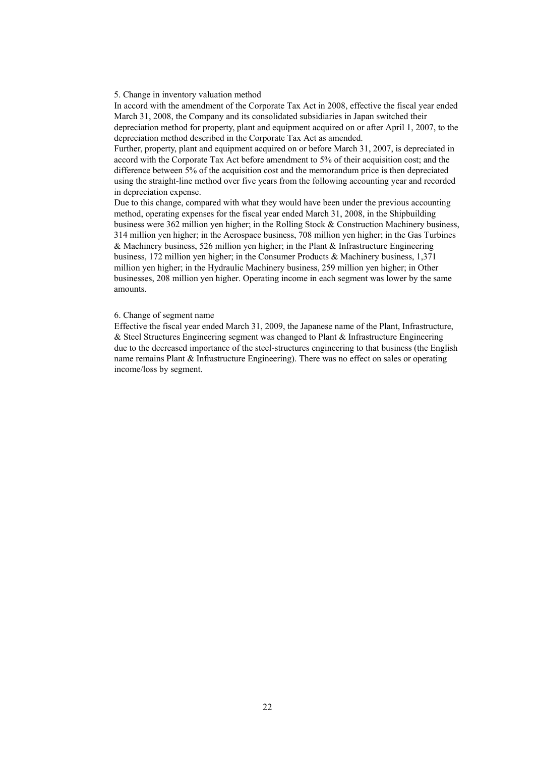5. Change in inventory valuation method

In accord with the amendment of the Corporate Tax Act in 2008, effective the fiscal year ended March 31, 2008, the Company and its consolidated subsidiaries in Japan switched their depreciation method for property, plant and equipment acquired on or after April 1, 2007, to the depreciation method described in the Corporate Tax Act as amended.

Further, property, plant and equipment acquired on or before March 31, 2007, is depreciated in accord with the Corporate Tax Act before amendment to 5% of their acquisition cost; and the difference between 5% of the acquisition cost and the memorandum price is then depreciated using the straight-line method over five years from the following accounting year and recorded in depreciation expense.

Due to this change, compared with what they would have been under the previous accounting method, operating expenses for the fiscal year ended March 31, 2008, in the Shipbuilding business were 362 million yen higher; in the Rolling Stock & Construction Machinery business, 314 million yen higher; in the Aerospace business, 708 million yen higher; in the Gas Turbines & Machinery business, 526 million yen higher; in the Plant & Infrastructure Engineering business, 172 million yen higher; in the Consumer Products & Machinery business, 1,371 million yen higher; in the Hydraulic Machinery business, 259 million yen higher; in Other businesses, 208 million yen higher. Operating income in each segment was lower by the same amounts.

6. Change of segment name

Effective the fiscal year ended March 31, 2009, the Japanese name of the Plant, Infrastructure, & Steel Structures Engineering segment was changed to Plant & Infrastructure Engineering due to the decreased importance of the steel-structures engineering to that business (the English name remains Plant & Infrastructure Engineering). There was no effect on sales or operating income/loss by segment.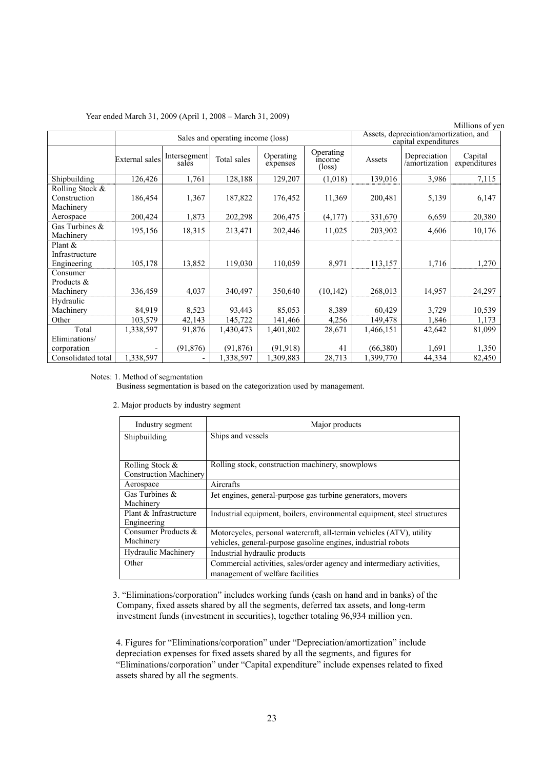Year ended March 31, 2009 (April 1, 2008 – March 31, 2009)

Millions of yen

| | Sales and operating income (loss) | | | | | Assets, depreciation/amortization, and capital expenditures | | |
|---|---|---|---|---|---|---|---|---|
| | External sales | Intersegment sales | Total sales | Operating expenses | Operating income (loss) | Assets | Depreciation /amortization | Capital expenditures |
| Shipbuilding | 126,426 | 1,761 | 128,188 | 129,207 | (1,018) | 139,016 | 3,986 | 7,115 |
| Rolling Stock & Construction Machinery | 186,454 | 1,367 | 187,822 | 176,452 | 11,369 | 200,481 | 5,139 | 6,147 |
| Aerospace | 200,424 | 1,873 | 202,298 | 206,475 | (4,177) | 331,670 | 6,659 | 20,380 |
| Gas Turbines & Machinery | 195,156 | 18,315 | 213,471 | 202,446 | 11,025 | 203,902 | 4,606 | 10,176 |
| Plant & Infrastructure Engineering | 105,178 | 13,852 | 119,030 | 110,059 | 8,971 | 113,157 | 1,716 | 1,270 |
| Consumer Products & Machinery | 336,459 | 4,037 | 340,497 | 350,640 | (10,142) | 268,013 | 14,957 | 24,297 |
| Hydraulic Machinery | 84,919 | 8,523 | 93,443 | 85,053 | 8,389 | 60,429 | 3,729 | 10,539 |
| Other | 103,579 | 42,143 | 145,722 | 141,466 | 4,256 | 149,478 | 1,846 | 1,173 |
| Total | 1,338,597 | 91,876 | 1,430,473 | 1,401,802 | 28,671 | 1,466,151 | 42,642 | 81,099 |
| Eliminations/ corporation | - | (91,876) | (91,876) | (91,918) | 41 | (66,380) | 1,691 | 1,350 |
| Consolidated total | 1,338,597 | - | 1,338,597 | 1,309,883 | 28,713 | 1,399,770 | 44,334 | 82,450 |

Notes: 1. Method of segmentation

Business segmentation is based on the categorization used by management.

2. Major products by industry segment

| Industry segment | Major products |
|---|---|
| Shipbuilding | Ships and vessels |
| Rolling Stock & Construction Machinery | Rolling stock, construction machinery, snowplows |
| Aerospace | Aircrafts |
| Gas Turbines & Machinery | Jet engines, general-purpose gas turbine generators, movers |
| Plant & Infrastructure Engineering | Industrial equipment, boilers, environmental equipment, steel structures |
| Consumer Products & Machinery | Motorcycles, personal watercraft, all-terrain vehicles (ATV), utility vehicles, general-purpose gasoline engines, industrial robots |
| Hydraulic Machinery | Industrial hydraulic products |
| Other | Commercial activities, sales/order agency and intermediary activities, management of welfare facilities |

3. "Eliminations/corporation" includes working funds (cash on hand and in banks) of the Company, fixed assets shared by all the segments, deferred tax assets, and long-term investment funds (investment in securities), together totaling 96,934 million yen.

4. Figures for "Eliminations/corporation" under "Depreciation/amortization" include depreciation expenses for fixed assets shared by all the segments, and figures for "Eliminations/corporation" under "Capital expenditure" include expenses related to fixed assets shared by all the segments.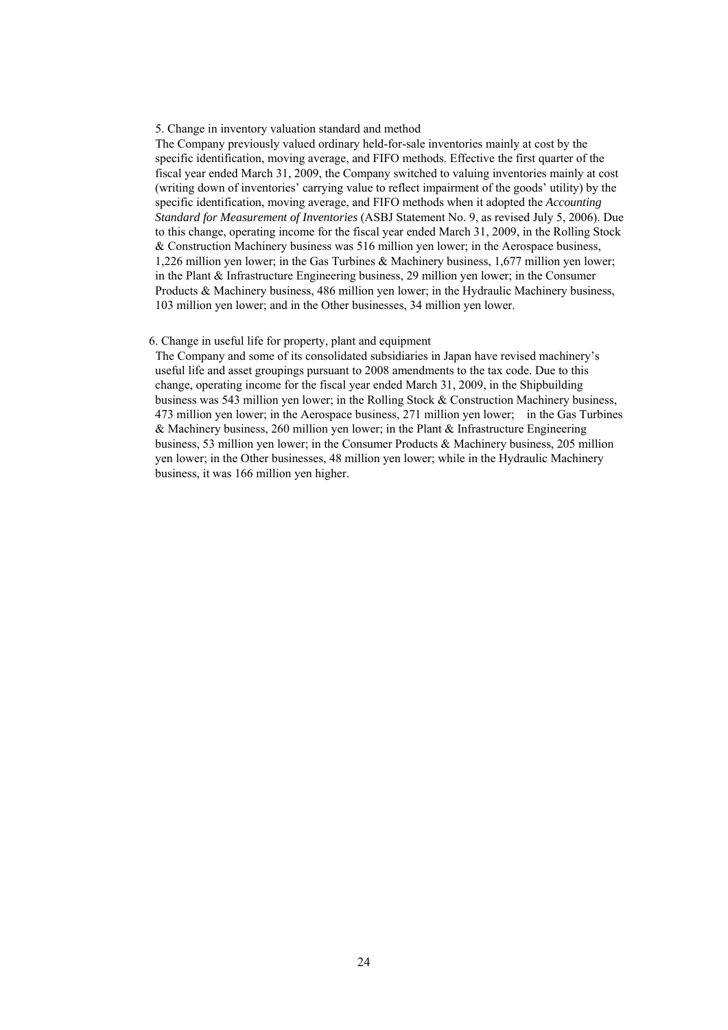5. Change in inventory valuation standard and method

The Company previously valued ordinary held-for-sale inventories mainly at cost by the specific identification, moving average, and FIFO methods. Effective the first quarter of the fiscal year ended March 31, 2009, the Company switched to valuing inventories mainly at cost (writing down of inventories' carrying value to reflect impairment of the goods' utility) by the specific identification, moving average, and FIFO methods when it adopted the *Accounting Standard for Measurement of Inventories* (ASBJ Statement No. 9, as revised July 5, 2006). Due to this change, operating income for the fiscal year ended March 31, 2009, in the Rolling Stock & Construction Machinery business was 516 million yen lower; in the Aerospace business, 1,226 million yen lower; in the Gas Turbines & Machinery business, 1,677 million yen lower; in the Plant & Infrastructure Engineering business, 29 million yen lower; in the Consumer Products & Machinery business, 486 million yen lower; in the Hydraulic Machinery business, 103 million yen lower; and in the Other businesses, 34 million yen lower.

6. Change in useful life for property, plant and equipment

The Company and some of its consolidated subsidiaries in Japan have revised machinery's useful life and asset groupings pursuant to 2008 amendments to the tax code. Due to this change, operating income for the fiscal year ended March 31, 2009, in the Shipbuilding business was 543 million yen lower; in the Rolling Stock & Construction Machinery business, 473 million yen lower; in the Aerospace business, 271 million yen lower; in the Gas Turbines & Machinery business, 260 million yen lower; in the Plant & Infrastructure Engineering business, 53 million yen lower; in the Consumer Products & Machinery business, 205 million yen lower; in the Other businesses, 48 million yen lower; while in the Hydraulic Machinery business, it was 166 million yen higher.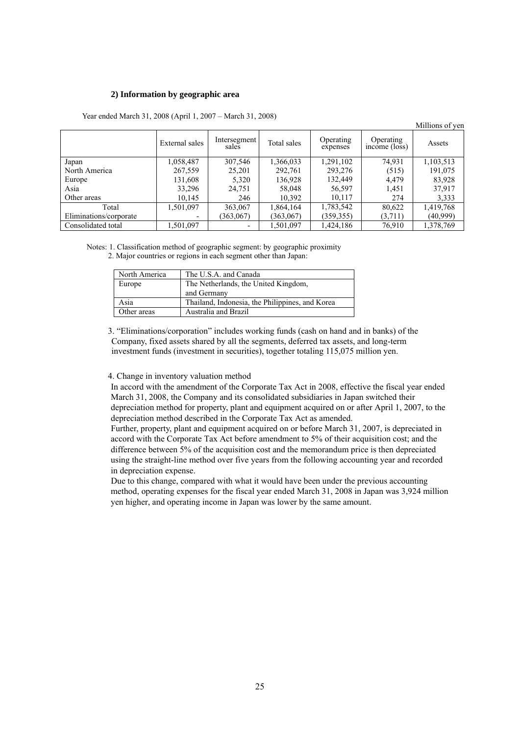**2) Information by geographic area**

Year ended March 31, 2008 (April 1, 2007 – March 31, 2008)

Millions of yen

| | External sales | Intersegment sales | Total sales | Operating expenses | Operating income (loss) | Assets |
|---|---|---|---|---|---|---|
| Japan | 1,058,487 | 307,546 | 1,366,033 | 1,291,102 | 74,931 | 1,103,513 |
| North America | 267,559 | 25,201 | 292,761 | 293,276 | (515) | 191,075 |
| Europe | 131,608 | 5,320 | 136,928 | 132,449 | 4,479 | 83,928 |
| Asia | 33,296 | 24,751 | 58,048 | 56,597 | 1,451 | 37,917 |
| Other areas | 10,145 | 246 | 10,392 | 10,117 | 274 | 3,333 |
| Total | 1,501,097 | 363,067 | 1,864,164 | 1,783,542 | 80,622 | 1,419,768 |
| Eliminations/corporate | - | (363,067) | (363,067) | (359,355) | (3,711) | (40,999) |
| Consolidated total | 1,501,097 | - | 1,501,097 | 1,424,186 | 76,910 | 1,378,769 |

Notes: 1. Classification method of geographic segment: by geographic proximity

2. Major countries or regions in each segment other than Japan:

| North America | The U.S.A. and Canada |
|---|---|
| Europe | The Netherlands, the United Kingdom, and Germany |
| Asia | Thailand, Indonesia, the Philippines, and Korea |
| Other areas | Australia and Brazil |

3. "Eliminations/corporation" includes working funds (cash on hand and in banks) of the Company, fixed assets shared by all the segments, deferred tax assets, and long-term investment funds (investment in securities), together totaling 115,075 million yen.

4. Change in inventory valuation method

In accord with the amendment of the Corporate Tax Act in 2008, effective the fiscal year ended March 31, 2008, the Company and its consolidated subsidiaries in Japan switched their depreciation method for property, plant and equipment acquired on or after April 1, 2007, to the depreciation method described in the Corporate Tax Act as amended.

Further, property, plant and equipment acquired on or before March 31, 2007, is depreciated in accord with the Corporate Tax Act before amendment to 5% of their acquisition cost; and the difference between 5% of the acquisition cost and the memorandum price is then depreciated using the straight-line method over five years from the following accounting year and recorded in depreciation expense.

Due to this change, compared with what it would have been under the previous accounting method, operating expenses for the fiscal year ended March 31, 2008 in Japan was 3,924 million yen higher, and operating income in Japan was lower by the same amount.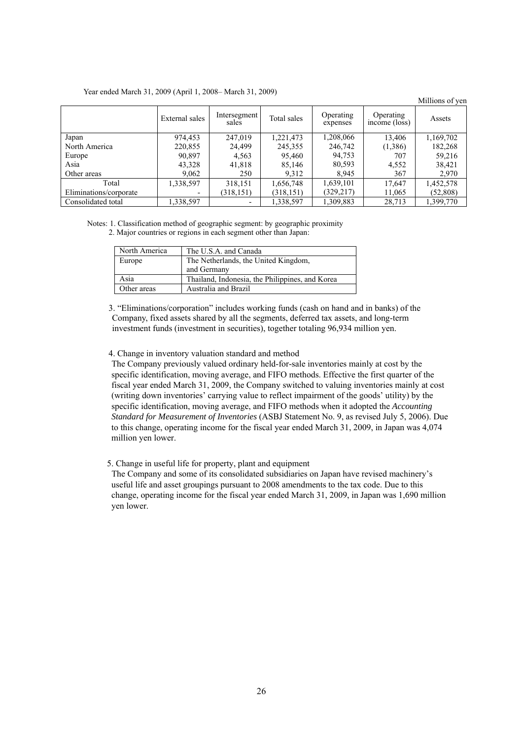Year ended March 31, 2009 (April 1, 2008– March 31, 2009)

Millions of yen

| | External sales | Intersegment sales | Total sales | Operating expenses | Operating income (loss) | Assets |
|---|---|---|---|---|---|---|
| Japan | 974,453 | 247,019 | 1,221,473 | 1,208,066 | 13,406 | 1,169,702 |
| North America | 220,855 | 24,499 | 245,355 | 246,742 | (1,386) | 182,268 |
| Europe | 90,897 | 4,563 | 95,460 | 94,753 | 707 | 59,216 |
| Asia | 43,328 | 41,818 | 85,146 | 80,593 | 4,552 | 38,421 |
| Other areas | 9,062 | 250 | 9,312 | 8,945 | 367 | 2,970 |
| Total | 1,338,597 | 318,151 | 1,656,748 | 1,639,101 | 17,647 | 1,452,578 |
| Eliminations/corporate | - | (318,151) | (318,151) | (329,217) | 11,065 | (52,808) |
| Consolidated total | 1,338,597 | - | 1,338,597 | 1,309,883 | 28,713 | 1,399,770 |

Notes: 1. Classification method of geographic segment: by geographic proximity

2. Major countries or regions in each segment other than Japan:

| | |
|---|---|
| North America | The U.S.A. and Canada |
| Europe | The Netherlands, the United Kingdom, and Germany |
| Asia | Thailand, Indonesia, the Philippines, and Korea |
| Other areas | Australia and Brazil |

3. "Eliminations/corporation" includes working funds (cash on hand and in banks) of the Company, fixed assets shared by all the segments, deferred tax assets, and long-term investment funds (investment in securities), together totaling 96,934 million yen.

4. Change in inventory valuation standard and method

The Company previously valued ordinary held-for-sale inventories mainly at cost by the specific identification, moving average, and FIFO methods. Effective the first quarter of the fiscal year ended March 31, 2009, the Company switched to valuing inventories mainly at cost (writing down inventories' carrying value to reflect impairment of the goods' utility) by the specific identification, moving average, and FIFO methods when it adopted the *Accounting Standard for Measurement of Inventories* (ASBJ Statement No. 9, as revised July 5, 2006). Due to this change, operating income for the fiscal year ended March 31, 2009, in Japan was 4,074 million yen lower.

5. Change in useful life for property, plant and equipment

The Company and some of its consolidated subsidiaries on Japan have revised machinery's useful life and asset groupings pursuant to 2008 amendments to the tax code. Due to this change, operating income for the fiscal year ended March 31, 2009, in Japan was 1,690 million yen lower.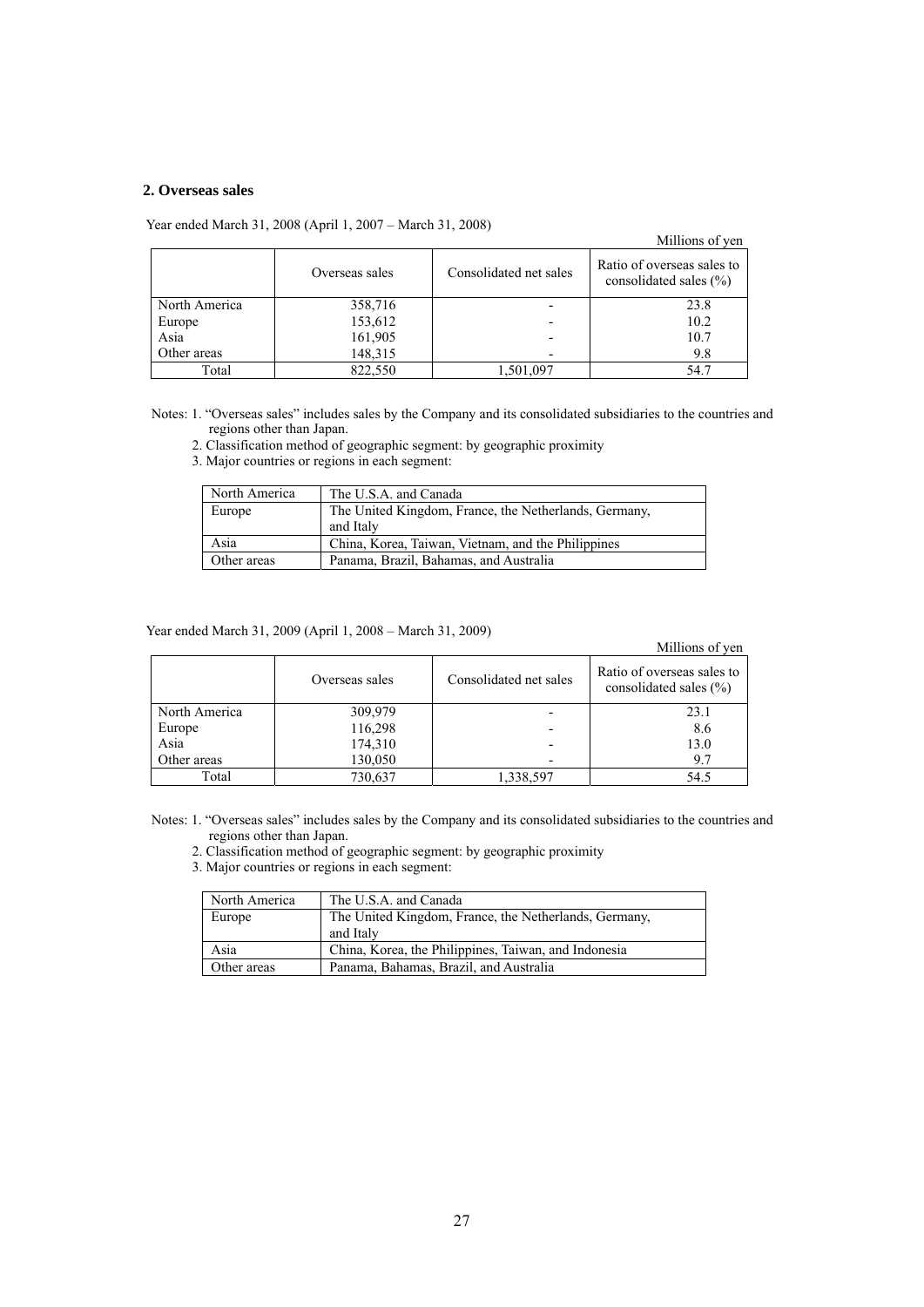## 2. Overseas sales

Year ended March 31, 2008 (April 1, 2007 – March 31, 2008)

Millions of yen

| | Overseas sales | Consolidated net sales | Ratio of overseas sales to consolidated sales (%) |
|---|---|---|---|
| North America | 358,716 | - | 23.8 |
| Europe | 153,612 | - | 10.2 |
| Asia | 161,905 | - | 10.7 |
| Other areas | 148,315 | - | 9.8 |
| Total | 822,550 | 1,501,097 | 54.7 |

Notes: 1. "Overseas sales" includes sales by the Company and its consolidated subsidiaries to the countries and regions other than Japan.

2. Classification method of geographic segment: by geographic proximity

3. Major countries or regions in each segment:

| | |
|---|---|
| North America | The U.S.A. and Canada |
| Europe | The United Kingdom, France, the Netherlands, Germany, and Italy |
| Asia | China, Korea, Taiwan, Vietnam, and the Philippines |
| Other areas | Panama, Brazil, Bahamas, and Australia |

Year ended March 31, 2009 (April 1, 2008 – March 31, 2009)

Millions of yen

| | Overseas sales | Consolidated net sales | Ratio of overseas sales to consolidated sales (%) |
|---|---|---|---|
| North America | 309,979 | - | 23.1 |
| Europe | 116,298 | - | 8.6 |
| Asia | 174,310 | - | 13.0 |
| Other areas | 130,050 | - | 9.7 |
| Total | 730,637 | 1,338,597 | 54.5 |

Notes: 1. "Overseas sales" includes sales by the Company and its consolidated subsidiaries to the countries and regions other than Japan.

2. Classification method of geographic segment: by geographic proximity

3. Major countries or regions in each segment:

| | |
|---|---|
| North America | The U.S.A. and Canada |
| Europe | The United Kingdom, France, the Netherlands, Germany, and Italy |
| Asia | China, Korea, the Philippines, Taiwan, and Indonesia |
| Other areas | Panama, Bahamas, Brazil, and Australia |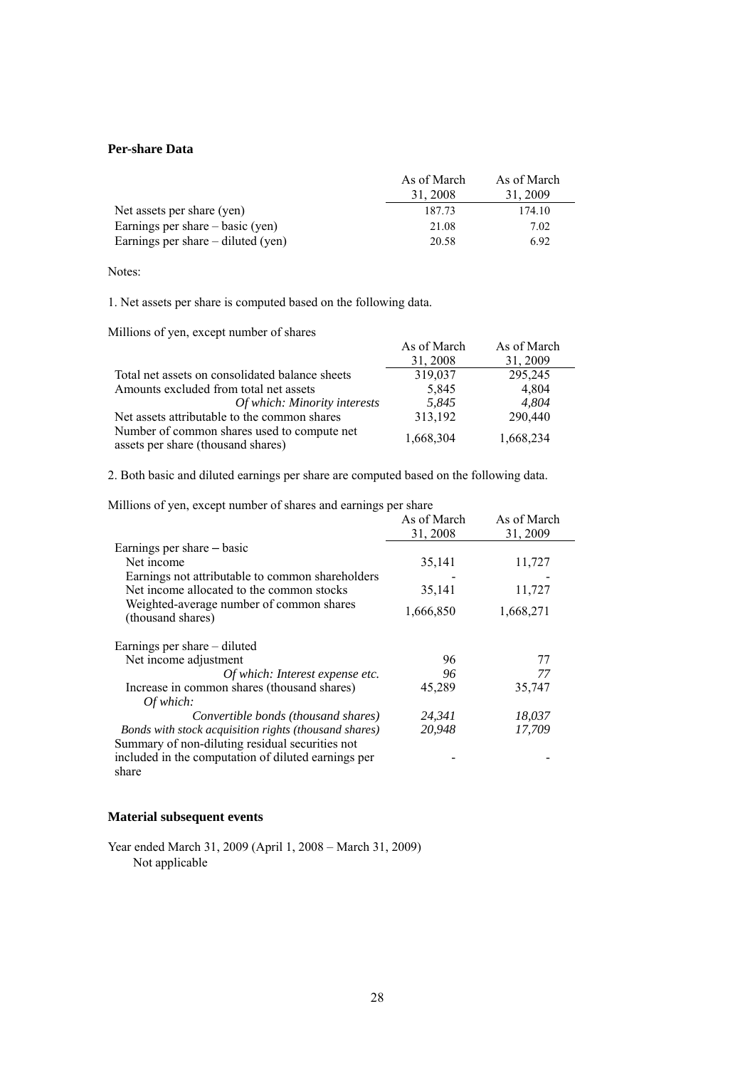### Per-share Data

| | As of March 31, 2008 | As of March 31, 2009 |
|---|---|---|
| Net assets per share (yen) | 187.73 | 174.10 |
| Earnings per share – basic (yen) | 21.08 | 7.02 |
| Earnings per share – diluted (yen) | 20.58 | 6.92 |

Notes:

1. Net assets per share is computed based on the following data.

Millions of yen, except number of shares

| | As of March 31, 2008 | As of March 31, 2009 |
|---|---|---|
| Total net assets on consolidated balance sheets | 319,037 | 295,245 |
| Amounts excluded from total net assets | 5,845 | 4,804 |
| *Of which: Minority interests* | *5,845* | *4,804* |
| Net assets attributable to the common shares | 313,192 | 290,440 |
| Number of common shares used to compute net assets per share (thousand shares) | 1,668,304 | 1,668,234 |

2. Both basic and diluted earnings per share are computed based on the following data.

Millions of yen, except number of shares and earnings per share

| | As of March 31, 2008 | As of March 31, 2009 |
|---|---|---|
| Earnings per share – basic | | |
| Net income | 35,141 | 11,727 |
| Earnings not attributable to common shareholders | - | - |
| Net income allocated to the common stocks | 35,141 | 11,727 |
| Weighted-average number of common shares (thousand shares) | 1,666,850 | 1,668,271 |
| | | |
| Earnings per share – diluted | | |
| Net income adjustment | 96 | 77 |
| *Of which: Interest expense etc.* | *96* | *77* |
| Increase in common shares (thousand shares) | 45,289 | 35,747 |
| *Of which:* | | |
| *Convertible bonds (thousand shares)* | *24,341* | *18,037* |
| *Bonds with stock acquisition rights (thousand shares)* | *20,948* | *17,709* |
| Summary of non-diluting residual securities not included in the computation of diluted earnings per share | - | - |

### Material subsequent events

Year ended March 31, 2009 (April 1, 2008 – March 31, 2009)
Not applicable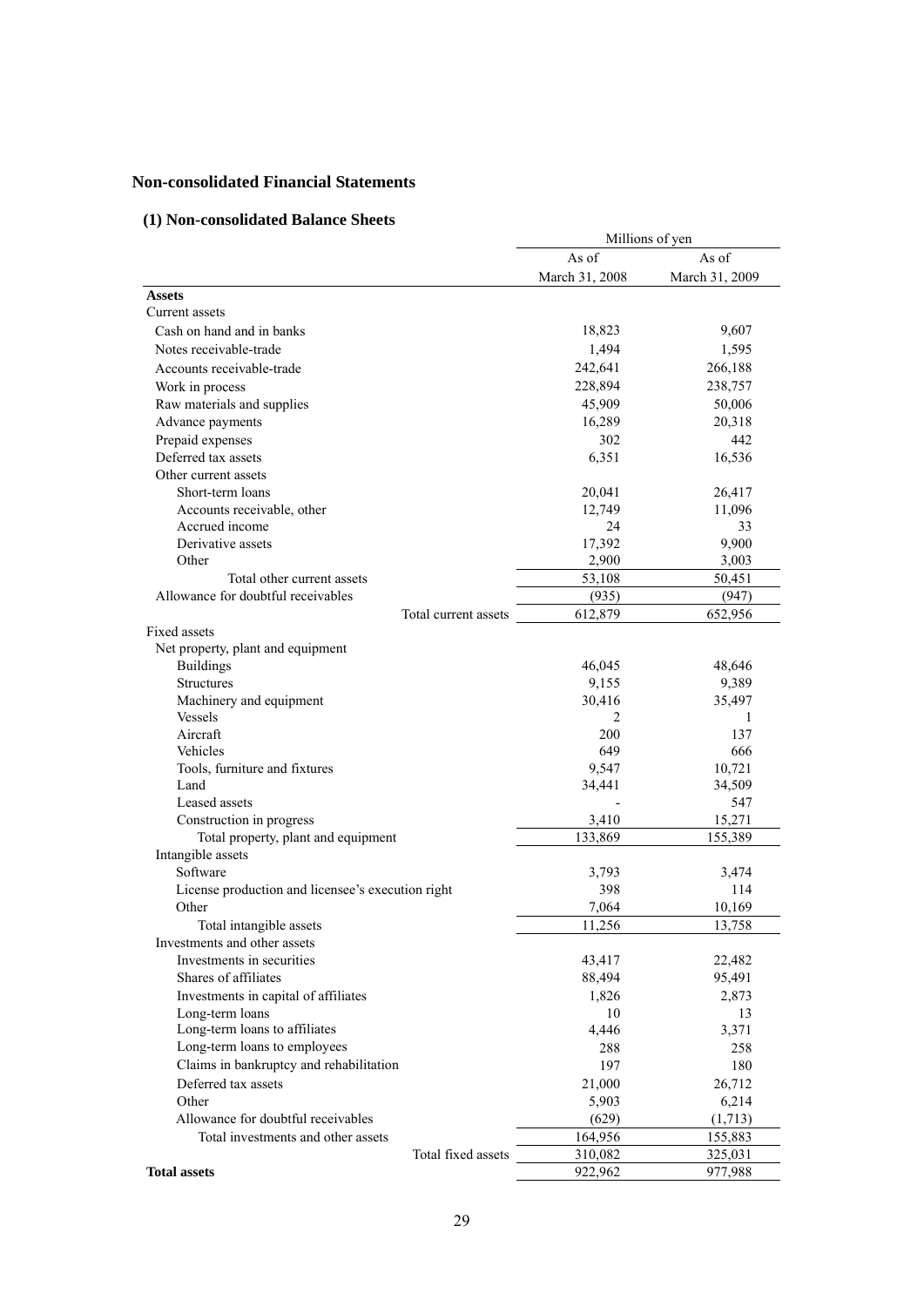## Non-consolidated Financial Statements

### (1) Non-consolidated Balance Sheets

| | Millions of yen | |
|---|---|---|
| | As of March 31, 2008 | As of March 31, 2009 |
| **Assets** | | |
| Current assets | | |
| Cash on hand and in banks | 18,823 | 9,607 |
| Notes receivable-trade | 1,494 | 1,595 |
| Accounts receivable-trade | 242,641 | 266,188 |
| Work in process | 228,894 | 238,757 |
| Raw materials and supplies | 45,909 | 50,006 |
| Advance payments | 16,289 | 20,318 |
| Prepaid expenses | 302 | 442 |
| Deferred tax assets | 6,351 | 16,536 |
| Other current assets | | |
| Short-term loans | 20,041 | 26,417 |
| Accounts receivable, other | 12,749 | 11,096 |
| Accrued income | 24 | 33 |
| Derivative assets | 17,392 | 9,900 |
| Other | 2,900 | 3,003 |
| Total other current assets | 53,108 | 50,451 |
| Allowance for doubtful receivables | (935) | (947) |
| Total current assets | 612,879 | 652,956 |
| Fixed assets | | |
| Net property, plant and equipment | | |
| Buildings | 46,045 | 48,646 |
| Structures | 9,155 | 9,389 |
| Machinery and equipment | 30,416 | 35,497 |
| Vessels | 2 | 1 |
| Aircraft | 200 | 137 |
| Vehicles | 649 | 666 |
| Tools, furniture and fixtures | 9,547 | 10,721 |
| Land | 34,441 | 34,509 |
| Leased assets | - | 547 |
| Construction in progress | 3,410 | 15,271 |
| Total property, plant and equipment | 133,869 | 155,389 |
| Intangible assets | | |
| Software | 3,793 | 3,474 |
| License production and licensee's execution right | 398 | 114 |
| Other | 7,064 | 10,169 |
| Total intangible assets | 11,256 | 13,758 |
| Investments and other assets | | |
| Investments in securities | 43,417 | 22,482 |
| Shares of affiliates | 88,494 | 95,491 |
| Investments in capital of affiliates | 1,826 | 2,873 |
| Long-term loans | 10 | 13 |
| Long-term loans to affiliates | 4,446 | 3,371 |
| Long-term loans to employees | 288 | 258 |
| Claims in bankruptcy and rehabilitation | 197 | 180 |
| Deferred tax assets | 21,000 | 26,712 |
| Other | 5,903 | 6,214 |
| Allowance for doubtful receivables | (629) | (1,713) |
| Total investments and other assets | 164,956 | 155,883 |
| Total fixed assets | 310,082 | 325,031 |
| **Total assets** | 922,962 | 977,988 |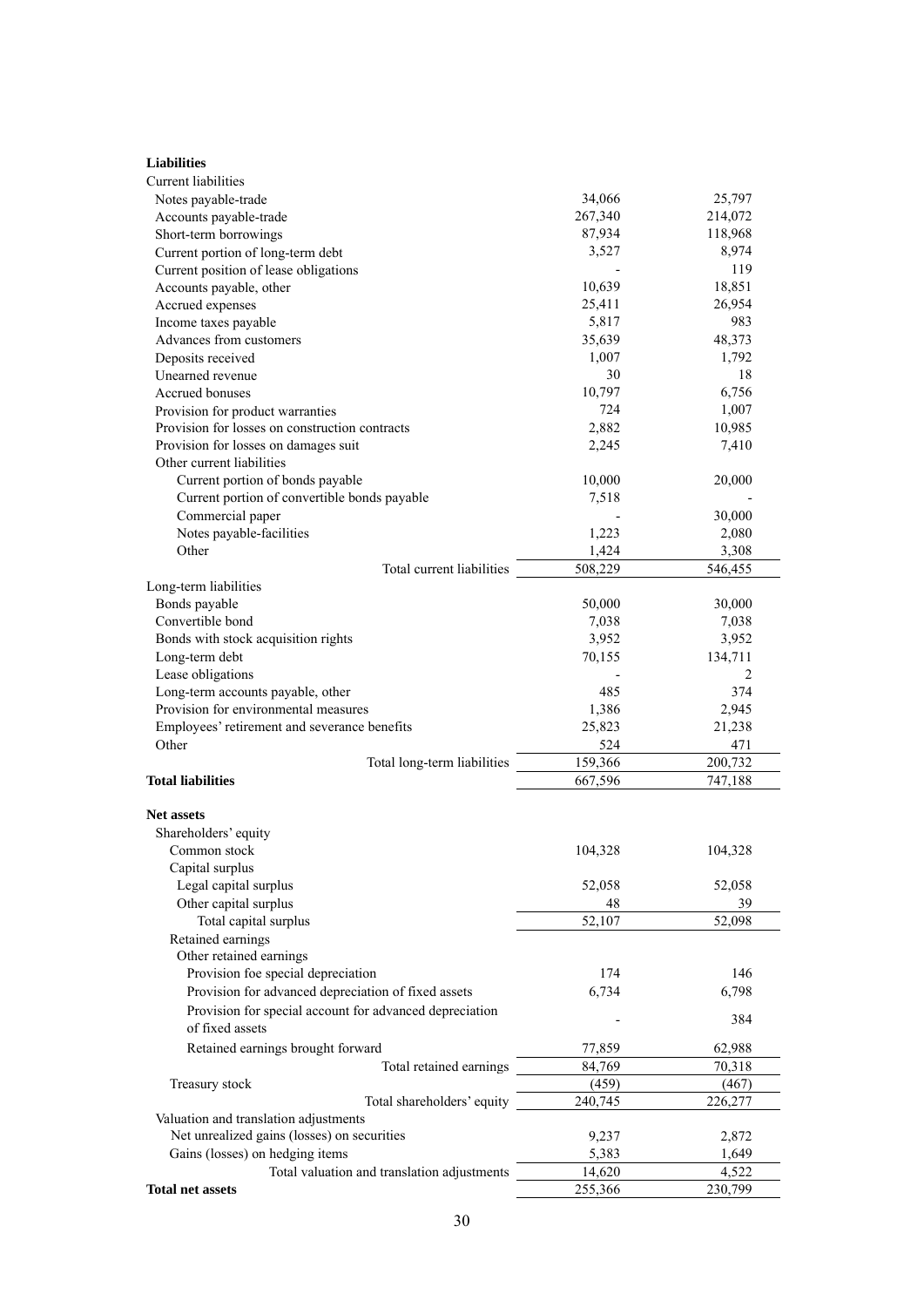| | | |
|---|---|---|
| **Liabilities** | | |
| Current liabilities | | |
| Notes payable-trade | 34,066 | 25,797 |
| Accounts payable-trade | 267,340 | 214,072 |
| Short-term borrowings | 87,934 | 118,968 |
| Current portion of long-term debt | 3,527 | 8,974 |
| Current position of lease obligations | - | 119 |
| Accounts payable, other | 10,639 | 18,851 |
| Accrued expenses | 25,411 | 26,954 |
| Income taxes payable | 5,817 | 983 |
| Advances from customers | 35,639 | 48,373 |
| Deposits received | 1,007 | 1,792 |
| Unearned revenue | 30 | 18 |
| Accrued bonuses | 10,797 | 6,756 |
| Provision for product warranties | 724 | 1,007 |
| Provision for losses on construction contracts | 2,882 | 10,985 |
| Provision for losses on damages suit | 2,245 | 7,410 |
| Other current liabilities | | |
| Current portion of bonds payable | 10,000 | 20,000 |
| Current portion of convertible bonds payable | 7,518 | - |
| Commercial paper | - | 30,000 |
| Notes payable-facilities | 1,223 | 2,080 |
| Other | 1,424 | 3,308 |
| Total current liabilities | 508,229 | 546,455 |
| Long-term liabilities | | |
| Bonds payable | 50,000 | 30,000 |
| Convertible bond | 7,038 | 7,038 |
| Bonds with stock acquisition rights | 3,952 | 3,952 |
| Long-term debt | 70,155 | 134,711 |
| Lease obligations | - | 2 |
| Long-term accounts payable, other | 485 | 374 |
| Provision for environmental measures | 1,386 | 2,945 |
| Employees' retirement and severance benefits | 25,823 | 21,238 |
| Other | 524 | 471 |
| Total long-term liabilities | 159,366 | 200,732 |
| **Total liabilities** | 667,596 | 747,188 |
| | | |
| **Net assets** | | |
| Shareholders' equity | | |
| Common stock | 104,328 | 104,328 |
| Capital surplus | | |
| Legal capital surplus | 52,058 | 52,058 |
| Other capital surplus | 48 | 39 |
| Total capital surplus | 52,107 | 52,098 |
| Retained earnings | | |
| Other retained earnings | | |
| Provision foe special depreciation | 174 | 146 |
| Provision for advanced depreciation of fixed assets | 6,734 | 6,798 |
| Provision for special account for advanced depreciation of fixed assets | - | 384 |
| Retained earnings brought forward | 77,859 | 62,988 |
| Total retained earnings | 84,769 | 70,318 |
| Treasury stock | (459) | (467) |
| Total shareholders' equity | 240,745 | 226,277 |
| Valuation and translation adjustments | | |
| Net unrealized gains (losses) on securities | 9,237 | 2,872 |
| Gains (losses) on hedging items | 5,383 | 1,649 |
| Total valuation and translation adjustments | 14,620 | 4,522 |
| **Total net assets** | 255,366 | 230,799 |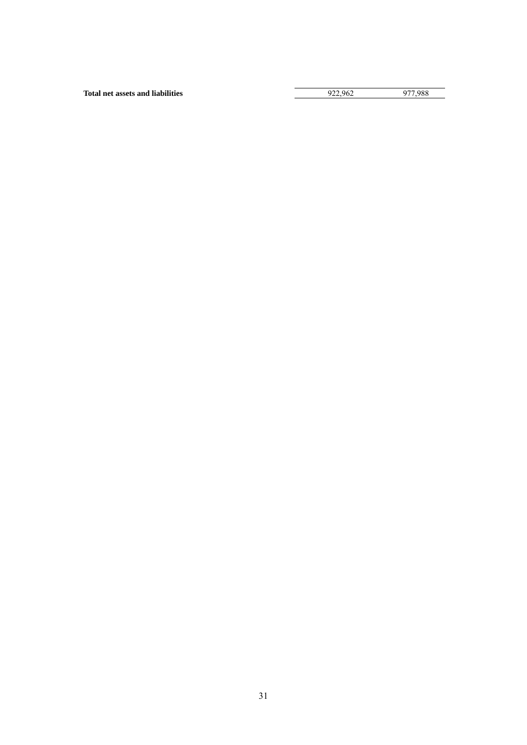| | | |
|---|---|---|
| **Total net assets and liabilities** | 922,962 | 977,988 |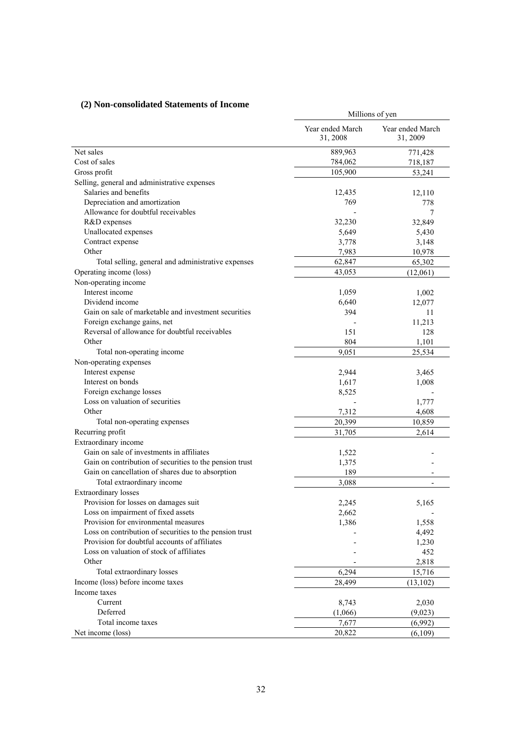### (2) Non-consolidated Statements of Income

| | Millions of yen | |
|---|---|---|
| | Year ended March 31, 2008 | Year ended March 31, 2009 |
| Net sales | 889,963 | 771,428 |
| Cost of sales | 784,062 | 718,187 |
| Gross profit | 105,900 | 53,241 |
| Selling, general and administrative expenses | | |
| Salaries and benefits | 12,435 | 12,110 |
| Depreciation and amortization | 769 | 778 |
| Allowance for doubtful receivables | - | 7 |
| R&D expenses | 32,230 | 32,849 |
| Unallocated expenses | 5,649 | 5,430 |
| Contract expense | 3,778 | 3,148 |
| Other | 7,983 | 10,978 |
| Total selling, general and administrative expenses | 62,847 | 65,302 |
| Operating income (loss) | 43,053 | (12,061) |
| Non-operating income | | |
| Interest income | 1,059 | 1,002 |
| Dividend income | 6,640 | 12,077 |
| Gain on sale of marketable and investment securities | 394 | 11 |
| Foreign exchange gains, net | - | 11,213 |
| Reversal of allowance for doubtful receivables | 151 | 128 |
| Other | 804 | 1,101 |
| Total non-operating income | 9,051 | 25,534 |
| Non-operating expenses | | |
| Interest expense | 2,944 | 3,465 |
| Interest on bonds | 1,617 | 1,008 |
| Foreign exchange losses | 8,525 | - |
| Loss on valuation of securities | - | 1,777 |
| Other | 7,312 | 4,608 |
| Total non-operating expenses | 20,399 | 10,859 |
| Recurring profit | 31,705 | 2,614 |
| Extraordinary income | | |
| Gain on sale of investments in affiliates | 1,522 | - |
| Gain on contribution of securities to the pension trust | 1,375 | - |
| Gain on cancellation of shares due to absorption | 189 | - |
| Total extraordinary income | 3,088 | - |
| Extraordinary losses | | |
| Provision for losses on damages suit | 2,245 | 5,165 |
| Loss on impairment of fixed assets | 2,662 | - |
| Provision for environmental measures | 1,386 | 1,558 |
| Loss on contribution of securities to the pension trust | - | 4,492 |
| Provision for doubtful accounts of affiliates | - | 1,230 |
| Loss on valuation of stock of affiliates | - | 452 |
| Other | - | 2,818 |
| Total extraordinary losses | 6,294 | 15,716 |
| Income (loss) before income taxes | 28,499 | (13,102) |
| Income taxes | | |
| Current | 8,743 | 2,030 |
| Deferred | (1,066) | (9,023) |
| Total income taxes | 7,677 | (6,992) |
| Net income (loss) | 20,822 | (6,109) |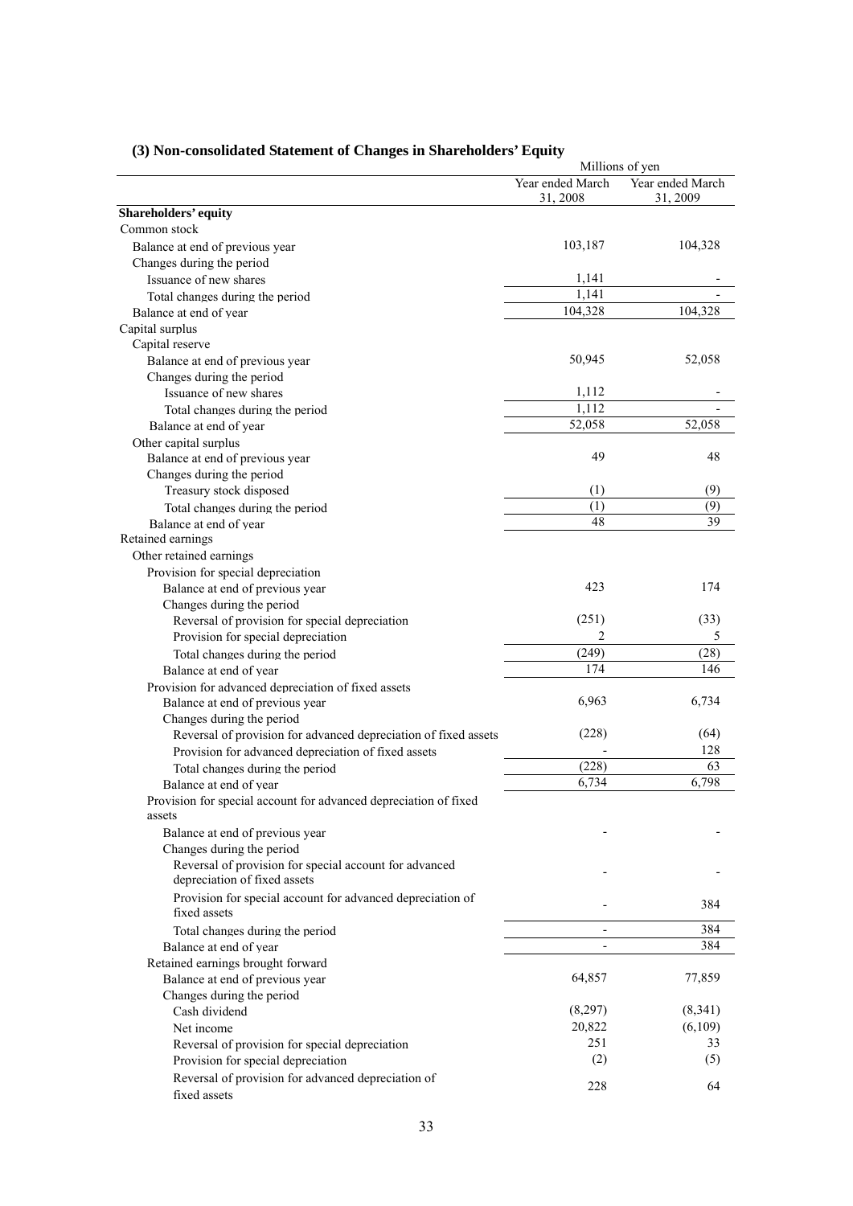### (3) Non-consolidated Statement of Changes in Shareholders' Equity

| | Millions of yen | |
|---|---|---|
| | Year ended March 31, 2008 | Year ended March 31, 2009 |
| **Shareholders' equity** | | |
| Common stock | | |
| Balance at end of previous year | 103,187 | 104,328 |
| Changes during the period | | |
| Issuance of new shares | 1,141 | - |
| Total changes during the period | 1,141 | - |
| Balance at end of year | 104,328 | 104,328 |
| Capital surplus | | |
| Capital reserve | | |
| Balance at end of previous year | 50,945 | 52,058 |
| Changes during the period | | |
| Issuance of new shares | 1,112 | - |
| Total changes during the period | 1,112 | - |
| Balance at end of year | 52,058 | 52,058 |
| Other capital surplus | | |
| Balance at end of previous year | 49 | 48 |
| Changes during the period | | |
| Treasury stock disposed | (1) | (9) |
| Total changes during the period | (1) | (9) |
| Balance at end of year | 48 | 39 |
| Retained earnings | | |
| Other retained earnings | | |
| Provision for special depreciation | | |
| Balance at end of previous year | 423 | 174 |
| Changes during the period | | |
| Reversal of provision for special depreciation | (251) | (33) |
| Provision for special depreciation | 2 | 5 |
| Total changes during the period | (249) | (28) |
| Balance at end of year | 174 | 146 |
| Provision for advanced depreciation of fixed assets | | |
| Balance at end of previous year | 6,963 | 6,734 |
| Changes during the period | | |
| Reversal of provision for advanced depreciation of fixed assets | (228) | (64) |
| Provision for advanced depreciation of fixed assets | - | 128 |
| Total changes during the period | (228) | 63 |
| Balance at end of year | 6,734 | 6,798 |
| Provision for special account for advanced depreciation of fixed assets | | |
| Balance at end of previous year | - | - |
| Changes during the period | | |
| Reversal of provision for special account for advanced depreciation of fixed assets | - | - |
| Provision for special account for advanced depreciation of fixed assets | - | 384 |
| Total changes during the period | - | 384 |
| Balance at end of year | - | 384 |
| Retained earnings brought forward | | |
| Balance at end of previous year | 64,857 | 77,859 |
| Changes during the period | | |
| Cash dividend | (8,297) | (8,341) |
| Net income | 20,822 | (6,109) |
| Reversal of provision for special depreciation | 251 | 33 |
| Provision for special depreciation | (2) | (5) |
| Reversal of provision for advanced depreciation of fixed assets | 228 | 64 |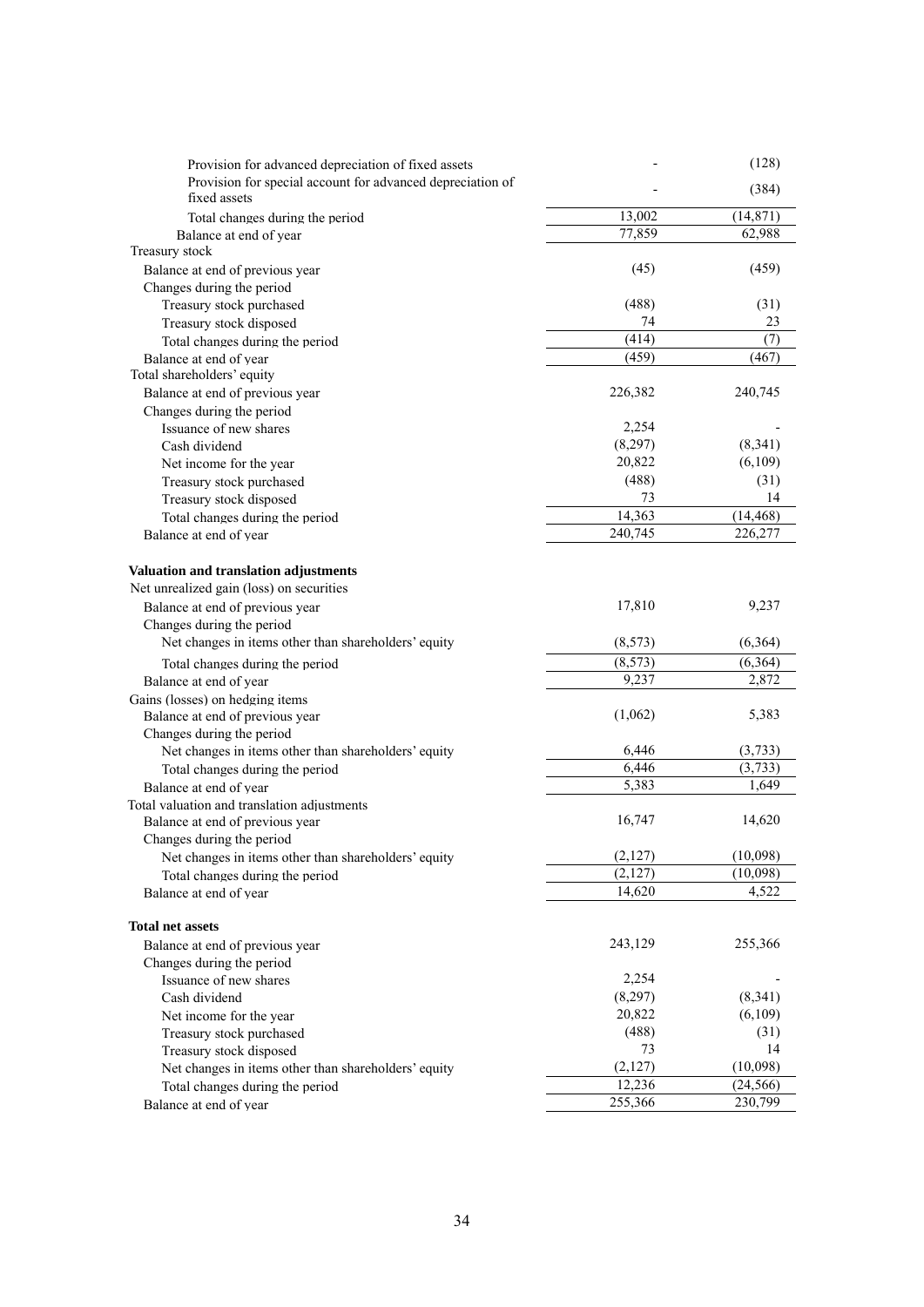| | | |
|---|---|---|
| Provision for advanced depreciation of fixed assets | - | (128) |
| Provision for special account for advanced depreciation of fixed assets | - | (384) |
| Total changes during the period | 13,002 | (14,871) |
| Balance at end of year | 77,859 | 62,988 |
| Treasury stock | | |
| Balance at end of previous year | (45) | (459) |
| Changes during the period | | |
| Treasury stock purchased | (488) | (31) |
| Treasury stock disposed | 74 | 23 |
| Total changes during the period | (414) | (7) |
| Balance at end of year | (459) | (467) |
| Total shareholders' equity | | |
| Balance at end of previous year | 226,382 | 240,745 |
| Changes during the period | | |
| Issuance of new shares | 2,254 | - |
| Cash dividend | (8,297) | (8,341) |
| Net income for the year | 20,822 | (6,109) |
| Treasury stock purchased | (488) | (31) |
| Treasury stock disposed | 73 | 14 |
| Total changes during the period | 14,363 | (14,468) |
| Balance at end of year | 240,745 | 226,277 |
| **Valuation and translation adjustments** | | |
| Net unrealized gain (loss) on securities | | |
| Balance at end of previous year | 17,810 | 9,237 |
| Changes during the period | | |
| Net changes in items other than shareholders' equity | (8,573) | (6,364) |
| Total changes during the period | (8,573) | (6,364) |
| Balance at end of year | 9,237 | 2,872 |
| Gains (losses) on hedging items | | |
| Balance at end of previous year | (1,062) | 5,383 |
| Changes during the period | | |
| Net changes in items other than shareholders' equity | 6,446 | (3,733) |
| Total changes during the period | 6,446 | (3,733) |
| Balance at end of year | 5,383 | 1,649 |
| Total valuation and translation adjustments | | |
| Balance at end of previous year | 16,747 | 14,620 |
| Changes during the period | | |
| Net changes in items other than shareholders' equity | (2,127) | (10,098) |
| Total changes during the period | (2,127) | (10,098) |
| Balance at end of year | 14,620 | 4,522 |
| **Total net assets** | | |
| Balance at end of previous year | 243,129 | 255,366 |
| Changes during the period | | |
| Issuance of new shares | 2,254 | - |
| Cash dividend | (8,297) | (8,341) |
| Net income for the year | 20,822 | (6,109) |
| Treasury stock purchased | (488) | (31) |
| Treasury stock disposed | 73 | 14 |
| Net changes in items other than shareholders' equity | (2,127) | (10,098) |
| Total changes during the period | 12,236 | (24,566) |
| Balance at end of year | 255,366 | 230,799 |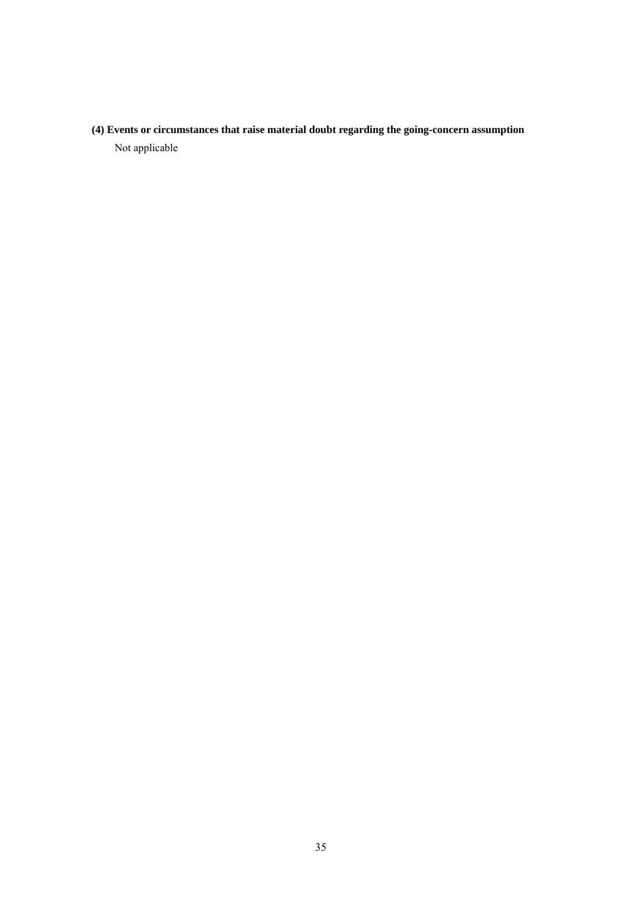**(4) Events or circumstances that raise material doubt regarding the going-concern assumption**

Not applicable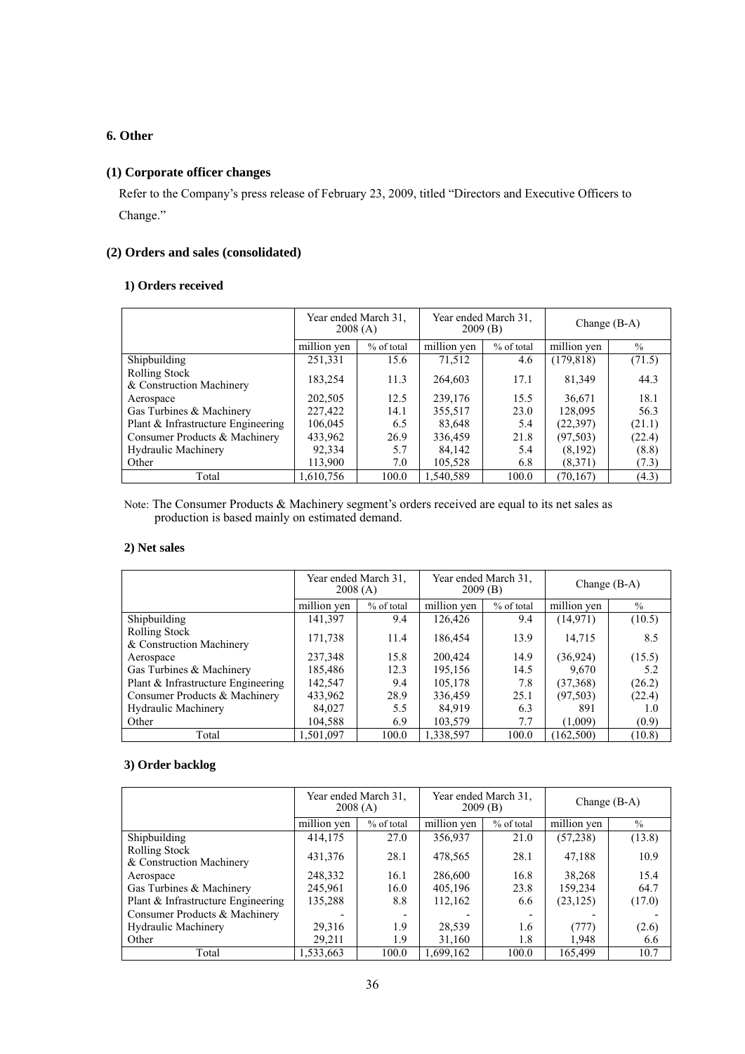## 6. Other

### (1) Corporate officer changes

Refer to the Company's press release of February 23, 2009, titled "Directors and Executive Officers to Change."

### (2) Orders and sales (consolidated)

#### 1) Orders received

| | Year ended March 31, 2008 (A) | | Year ended March 31, 2009 (B) | | Change (B-A) | |
|---|---|---|---|---|---|---|
| | million yen | % of total | million yen | % of total | million yen | % |
| Shipbuilding | 251,331 | 15.6 | 71,512 | 4.6 | (179,818) | (71.5) |
| Rolling Stock & Construction Machinery | 183,254 | 11.3 | 264,603 | 17.1 | 81,349 | 44.3 |
| Aerospace | 202,505 | 12.5 | 239,176 | 15.5 | 36,671 | 18.1 |
| Gas Turbines & Machinery | 227,422 | 14.1 | 355,517 | 23.0 | 128,095 | 56.3 |
| Plant & Infrastructure Engineering | 106,045 | 6.5 | 83,648 | 5.4 | (22,397) | (21.1) |
| Consumer Products & Machinery | 433,962 | 26.9 | 336,459 | 21.8 | (97,503) | (22.4) |
| Hydraulic Machinery | 92,334 | 5.7 | 84,142 | 5.4 | (8,192) | (8.8) |
| Other | 113,900 | 7.0 | 105,528 | 6.8 | (8,371) | (7.3) |
| Total | 1,610,756 | 100.0 | 1,540,589 | 100.0 | (70,167) | (4.3) |

Note: The Consumer Products & Machinery segment's orders received are equal to its net sales as production is based mainly on estimated demand.

#### 2) Net sales

| | Year ended March 31, 2008 (A) | | Year ended March 31, 2009 (B) | | Change (B-A) | |
|---|---|---|---|---|---|---|
| | million yen | % of total | million yen | % of total | million yen | % |
| Shipbuilding | 141,397 | 9.4 | 126,426 | 9.4 | (14,971) | (10.5) |
| Rolling Stock & Construction Machinery | 171,738 | 11.4 | 186,454 | 13.9 | 14,715 | 8.5 |
| Aerospace | 237,348 | 15.8 | 200,424 | 14.9 | (36,924) | (15.5) |
| Gas Turbines & Machinery | 185,486 | 12.3 | 195,156 | 14.5 | 9,670 | 5.2 |
| Plant & Infrastructure Engineering | 142,547 | 9.4 | 105,178 | 7.8 | (37,368) | (26.2) |
| Consumer Products & Machinery | 433,962 | 28.9 | 336,459 | 25.1 | (97,503) | (22.4) |
| Hydraulic Machinery | 84,027 | 5.5 | 84,919 | 6.3 | 891 | 1.0 |
| Other | 104,588 | 6.9 | 103,579 | 7.7 | (1,009) | (0.9) |
| Total | 1,501,097 | 100.0 | 1,338,597 | 100.0 | (162,500) | (10.8) |

#### 3) Order backlog

| | Year ended March 31, 2008 (A) | | Year ended March 31, 2009 (B) | | Change (B-A) | |
|---|---|---|---|---|---|---|
| | million yen | % of total | million yen | % of total | million yen | % |
| Shipbuilding | 414,175 | 27.0 | 356,937 | 21.0 | (57,238) | (13.8) |
| Rolling Stock & Construction Machinery | 431,376 | 28.1 | 478,565 | 28.1 | 47,188 | 10.9 |
| Aerospace | 248,332 | 16.1 | 286,600 | 16.8 | 38,268 | 15.4 |
| Gas Turbines & Machinery | 245,961 | 16.0 | 405,196 | 23.8 | 159,234 | 64.7 |
| Plant & Infrastructure Engineering | 135,288 | 8.8 | 112,162 | 6.6 | (23,125) | (17.0) |
| Consumer Products & Machinery | - | - | - | - | - | - |
| Hydraulic Machinery | 29,316 | 1.9 | 28,539 | 1.6 | (777) | (2.6) |
| Other | 29,211 | 1.9 | 31,160 | 1.8 | 1,948 | 6.6 |
| Total | 1,533,663 | 100.0 | 1,699,162 | 100.0 | 165,499 | 10.7 |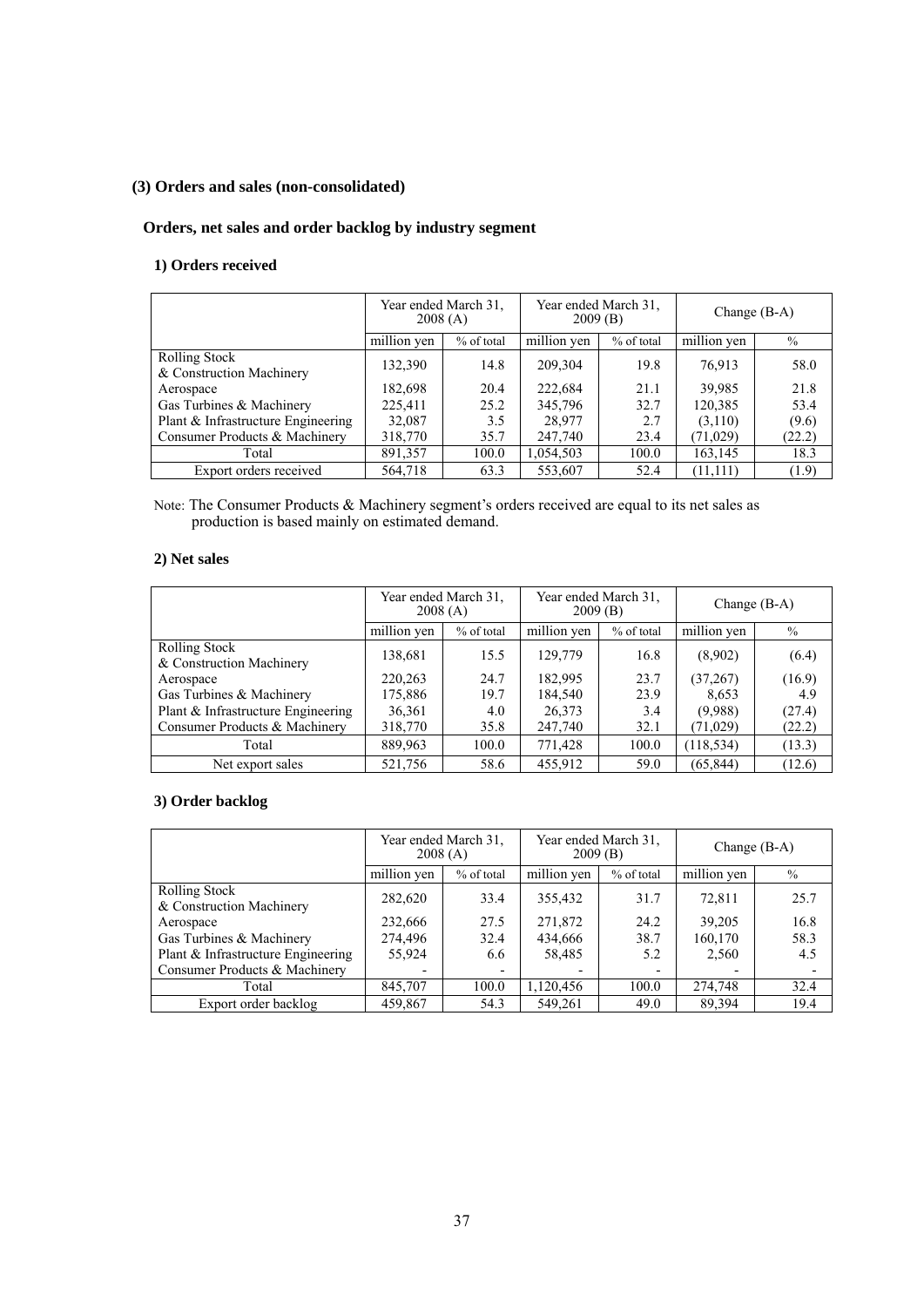### (3) Orders and sales (non-consolidated)

#### Orders, net sales and order backlog by industry segment

##### 1) Orders received

| | Year ended March 31, 2008 (A) | | Year ended March 31, 2009 (B) | | Change (B-A) | |
|---|---|---|---|---|---|---|
| | million yen | % of total | million yen | % of total | million yen | % |
| Rolling Stock & Construction Machinery | 132,390 | 14.8 | 209,304 | 19.8 | 76,913 | 58.0 |
| Aerospace | 182,698 | 20.4 | 222,684 | 21.1 | 39,985 | 21.8 |
| Gas Turbines & Machinery | 225,411 | 25.2 | 345,796 | 32.7 | 120,385 | 53.4 |
| Plant & Infrastructure Engineering | 32,087 | 3.5 | 28,977 | 2.7 | (3,110) | (9.6) |
| Consumer Products & Machinery | 318,770 | 35.7 | 247,740 | 23.4 | (71,029) | (22.2) |
| Total | 891,357 | 100.0 | 1,054,503 | 100.0 | 163,145 | 18.3 |
| Export orders received | 564,718 | 63.3 | 553,607 | 52.4 | (11,111) | (1.9) |

Note: The Consumer Products & Machinery segment's orders received are equal to its net sales as production is based mainly on estimated demand.

##### 2) Net sales

| | Year ended March 31, 2008 (A) | | Year ended March 31, 2009 (B) | | Change (B-A) | |
|---|---|---|---|---|---|---|
| | million yen | % of total | million yen | % of total | million yen | % |
| Rolling Stock & Construction Machinery | 138,681 | 15.5 | 129,779 | 16.8 | (8,902) | (6.4) |
| Aerospace | 220,263 | 24.7 | 182,995 | 23.7 | (37,267) | (16.9) |
| Gas Turbines & Machinery | 175,886 | 19.7 | 184,540 | 23.9 | 8,653 | 4.9 |
| Plant & Infrastructure Engineering | 36,361 | 4.0 | 26,373 | 3.4 | (9,988) | (27.4) |
| Consumer Products & Machinery | 318,770 | 35.8 | 247,740 | 32.1 | (71,029) | (22.2) |
| Total | 889,963 | 100.0 | 771,428 | 100.0 | (118,534) | (13.3) |
| Net export sales | 521,756 | 58.6 | 455,912 | 59.0 | (65,844) | (12.6) |

##### 3) Order backlog

| | Year ended March 31, 2008 (A) | | Year ended March 31, 2009 (B) | | Change (B-A) | |
|---|---|---|---|---|---|---|
| | million yen | % of total | million yen | % of total | million yen | % |
| Rolling Stock & Construction Machinery | 282,620 | 33.4 | 355,432 | 31.7 | 72,811 | 25.7 |
| Aerospace | 232,666 | 27.5 | 271,872 | 24.2 | 39,205 | 16.8 |
| Gas Turbines & Machinery | 274,496 | 32.4 | 434,666 | 38.7 | 160,170 | 58.3 |
| Plant & Infrastructure Engineering | 55,924 | 6.6 | 58,485 | 5.2 | 2,560 | 4.5 |
| Consumer Products & Machinery | - | - | - | - | - | - |
| Total | 845,707 | 100.0 | 1,120,456 | 100.0 | 274,748 | 32.4 |
| Export order backlog | 459,867 | 54.3 | 549,261 | 49.0 | 89,394 | 19.4 |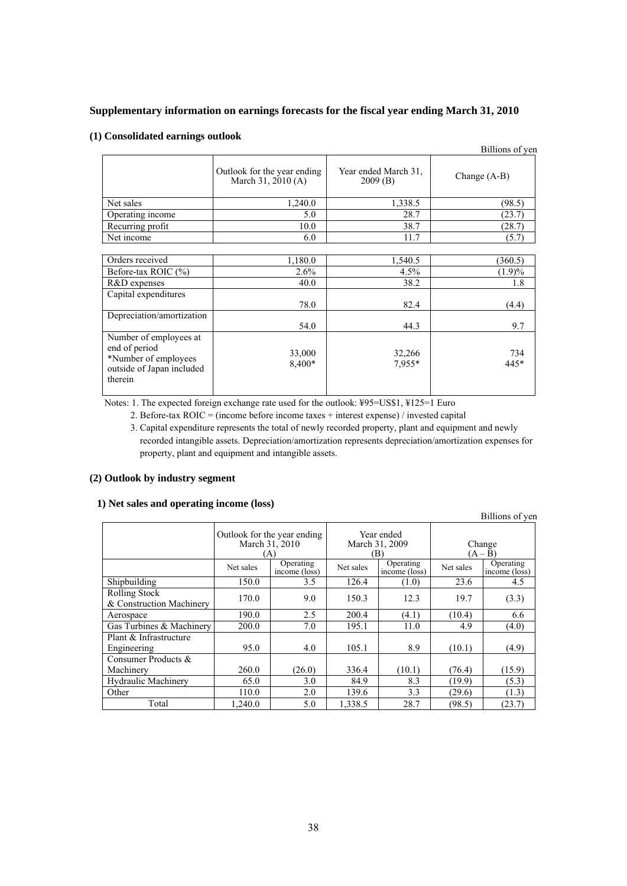## Supplementary information on earnings forecasts for the fiscal year ending March 31, 2010

### (1) Consolidated earnings outlook

Billions of yen

| | Outlook for the year ending March 31, 2010 (A) | Year ended March 31, 2009 (B) | Change (A-B) |
|---|---|---|---|
| Net sales | 1,240.0 | 1,338.5 | (98.5) |
| Operating income | 5.0 | 28.7 | (23.7) |
| Recurring profit | 10.0 | 38.7 | (28.7) |
| Net income | 6.0 | 11.7 | (5.7) |
| Orders received | 1,180.0 | 1,540.5 | (360.5) |
| Before-tax ROIC (%) | 2.6% | 4.5% | (1.9)% |
| R&D expenses | 40.0 | 38.2 | 1.8 |
| Capital expenditures | 78.0 | 82.4 | (4.4) |
| Depreciation/amortization | 54.0 | 44.3 | 9.7 |
| Number of employees at end of period *Number of employees outside of Japan included therein | 33,000 8,400* | 32,266 7,955* | 734 445* |

Notes: 1. The expected foreign exchange rate used for the outlook: ¥95=US$1, ¥125=1 Euro

2. Before-tax ROIC = (income before income taxes + interest expense) / invested capital

3. Capital expenditure represents the total of newly recorded property, plant and equipment and newly recorded intangible assets. Depreciation/amortization represents depreciation/amortization expenses for property, plant and equipment and intangible assets.

### (2) Outlook by industry segment

#### 1) Net sales and operating income (loss)

Billions of yen

| | Outlook for the year ending March 31, 2010 (A) | | Year ended March 31, 2009 (B) | | Change (A – B) | |
|---|---|---|---|---|---|---|
| | Net sales | Operating income (loss) | Net sales | Operating income (loss) | Net sales | Operating income (loss) |
| Shipbuilding | 150.0 | 3.5 | 126.4 | (1.0) | 23.6 | 4.5 |
| Rolling Stock & Construction Machinery | 170.0 | 9.0 | 150.3 | 12.3 | 19.7 | (3.3) |
| Aerospace | 190.0 | 2.5 | 200.4 | (4.1) | (10.4) | 6.6 |
| Gas Turbines & Machinery | 200.0 | 7.0 | 195.1 | 11.0 | 4.9 | (4.0) |
| Plant & Infrastructure Engineering | 95.0 | 4.0 | 105.1 | 8.9 | (10.1) | (4.9) |
| Consumer Products & Machinery | 260.0 | (26.0) | 336.4 | (10.1) | (76.4) | (15.9) |
| Hydraulic Machinery | 65.0 | 3.0 | 84.9 | 8.3 | (19.9) | (5.3) |
| Other | 110.0 | 2.0 | 139.6 | 3.3 | (29.6) | (1.3) |
| Total | 1,240.0 | 5.0 | 1,338.5 | 28.7 | (98.5) | (23.7) |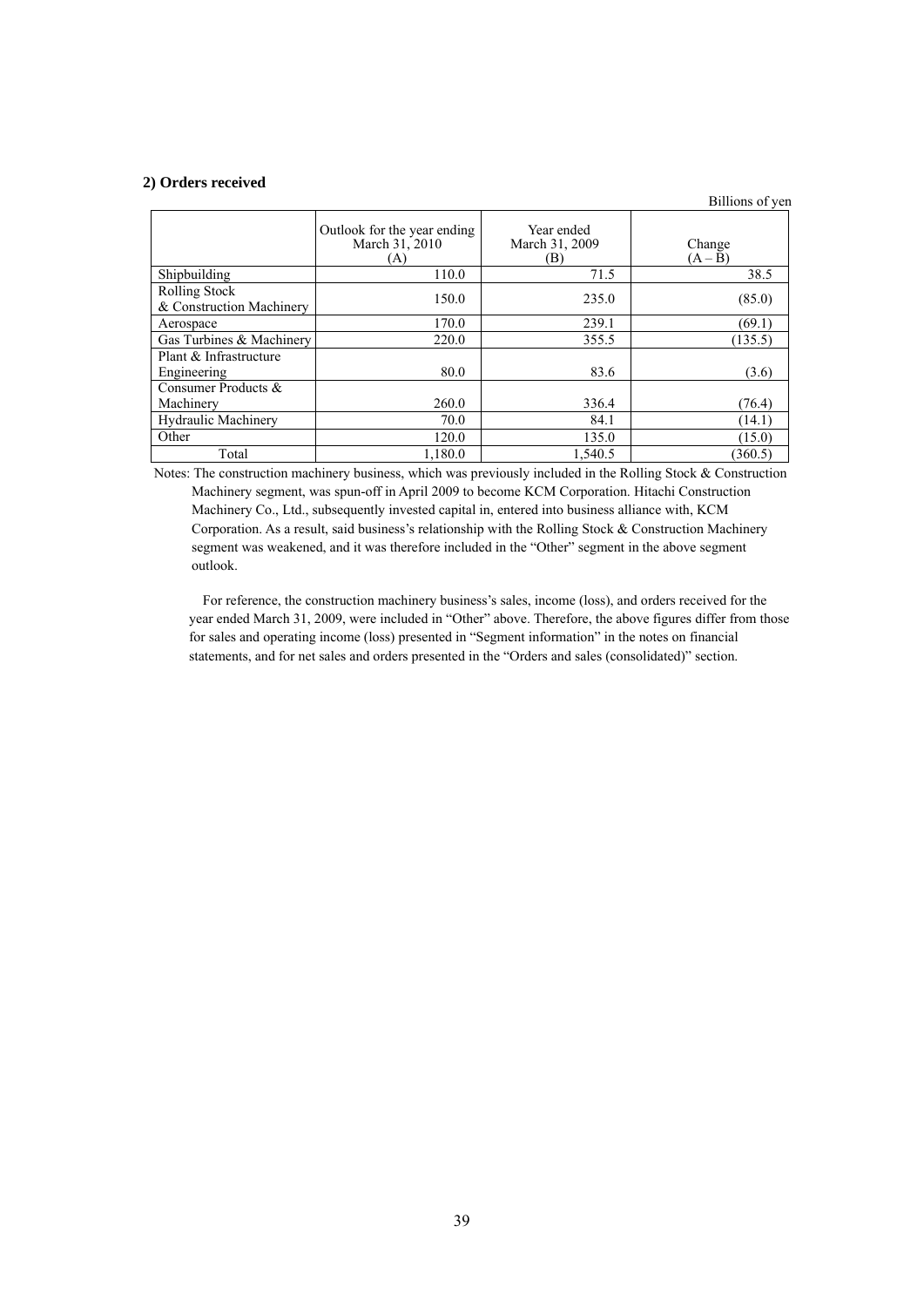### 2) Orders received

Billions of yen

| | Outlook for the year ending March 31, 2010 (A) | Year ended March 31, 2009 (B) | Change (A – B) |
|---|---|---|---|
| Shipbuilding | 110.0 | 71.5 | 38.5 |
| Rolling Stock & Construction Machinery | 150.0 | 235.0 | (85.0) |
| Aerospace | 170.0 | 239.1 | (69.1) |
| Gas Turbines & Machinery | 220.0 | 355.5 | (135.5) |
| Plant & Infrastructure Engineering | 80.0 | 83.6 | (3.6) |
| Consumer Products & Machinery | 260.0 | 336.4 | (76.4) |
| Hydraulic Machinery | 70.0 | 84.1 | (14.1) |
| Other | 120.0 | 135.0 | (15.0) |
| Total | 1,180.0 | 1,540.5 | (360.5) |

Notes: The construction machinery business, which was previously included in the Rolling Stock & Construction Machinery segment, was spun-off in April 2009 to become KCM Corporation. Hitachi Construction Machinery Co., Ltd., subsequently invested capital in, entered into business alliance with, KCM Corporation. As a result, said business's relationship with the Rolling Stock & Construction Machinery segment was weakened, and it was therefore included in the "Other" segment in the above segment outlook.

For reference, the construction machinery business's sales, income (loss), and orders received for the year ended March 31, 2009, were included in "Other" above. Therefore, the above figures differ from those for sales and operating income (loss) presented in "Segment information" in the notes on financial statements, and for net sales and orders presented in the "Orders and sales (consolidated)" section.